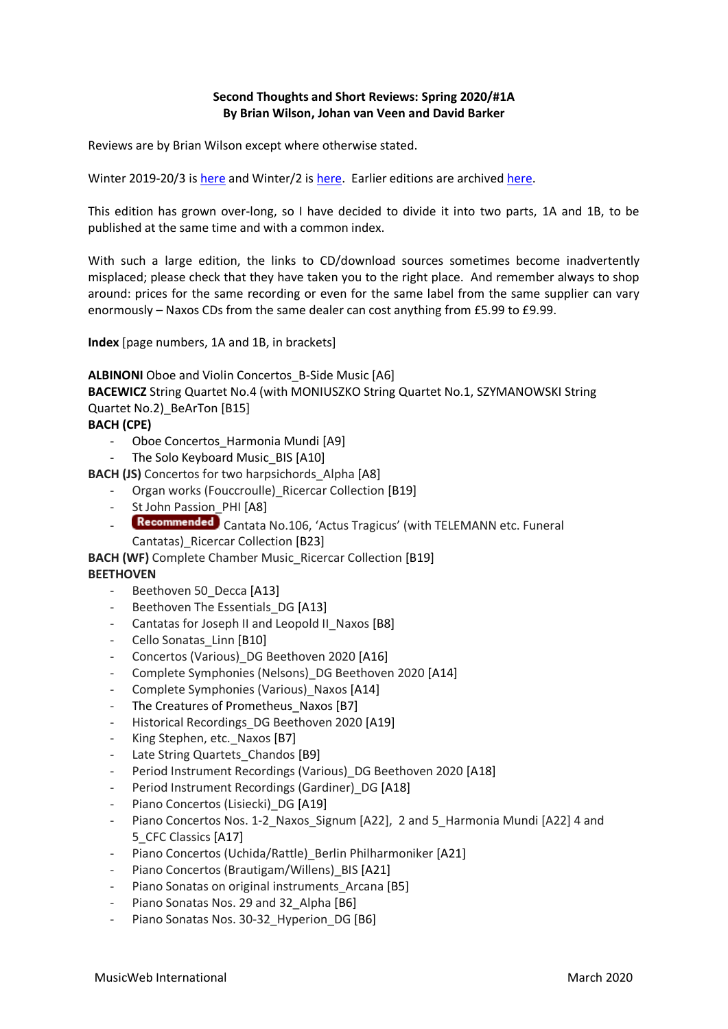**Second Thoughts and Short Reviews: Spring 2020/#1A**
**By Brian Wilson, Johan van Veen and David Barker**

Reviews are by Brian Wilson except where otherwise stated.

Winter 2019-20/3 is here and Winter/2 is here. Earlier editions are archived here.

This edition has grown over-long, so I have decided to divide it into two parts, 1A and 1B, to be published at the same time and with a common index.

With such a large edition, the links to CD/download sources sometimes become inadvertently misplaced; please check that they have taken you to the right place. And remember always to shop around: prices for the same recording or even for the same label from the same supplier can vary enormously – Naxos CDs from the same dealer can cost anything from £5.99 to £9.99.

**Index** [page numbers, 1A and 1B, in brackets]

**ALBINONI** Oboe and Violin Concertos_B-Side Music [A6]
**BACEWICZ** String Quartet No.4 (with MONIUSZKO String Quartet No.1, SZYMANOWSKI String Quartet No.2)_BeArTon [B15]
**BACH (CPE)**

- Oboe Concertos_Harmonia Mundi [A9]
- The Solo Keyboard Music_BIS [A10]

**BACH (JS)** Concertos for two harpsichords_Alpha [A8]

- Organ works (Foucroulle)_Ricercar Collection [B19]
- St John Passion_PHI [A8]
- Recommended Cantata No.106, 'Actus Tragicus' (with TELEMANN etc. Funeral Cantatas)_Ricercar Collection [B23]

**BACH (WF)** Complete Chamber Music_Ricercar Collection [B19]
**BEETHOVEN**

- Beethoven 50_Decca [A13]
- Beethoven The Essentials_DG [A13]
- Cantatas for Joseph II and Leopold II_Naxos [B8]
- Cello Sonatas_Linn [B10]
- Concertos (Various)_DG Beethoven 2020 [A16]
- Complete Symphonies (Nelsons)_DG Beethoven 2020 [A14]
- Complete Symphonies (Various)_Naxos [A14]
- The Creatures of Prometheus_Naxos [B7]
- Historical Recordings_DG Beethoven 2020 [A19]
- King Stephen, etc._Naxos [B7]
- Late String Quartets_Chandos [B9]
- Period Instrument Recordings (Various)_DG Beethoven 2020 [A18]
- Period Instrument Recordings (Gardiner)_DG [A18]
- Piano Concertos (Lisiecki)_DG [A19]
- Piano Concertos Nos. 1-2_Naxos_Signum [A22], 2 and 5_Harmonia Mundi [A22] 4 and 5_CFC Classics [A17]
- Piano Concertos (Uchida/Rattle)_Berlin Philharmoniker [A21]
- Piano Concertos (Brautigam/Willens)_BIS [A21]
- Piano Sonatas on original instruments_Arcana [B5]
- Piano Sonatas Nos. 29 and 32_Alpha [B6]
- Piano Sonatas Nos. 30-32_Hyperion_DG [B6]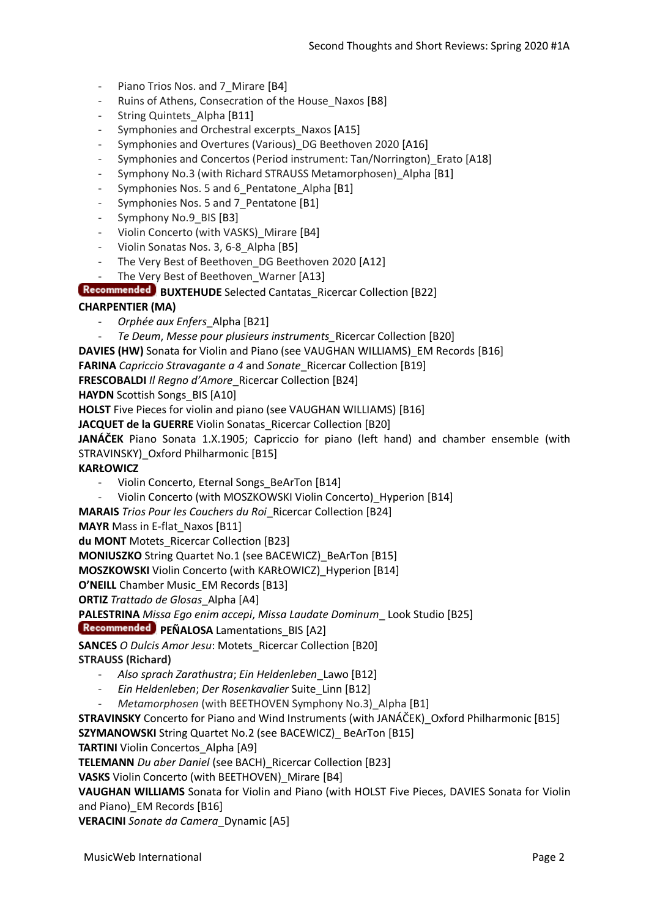- Piano Trios Nos. and 7_Mirare [B4]
- Ruins of Athens, Consecration of the House_Naxos [B8]
- String Quintets_Alpha [B11]
- Symphonies and Orchestral excerpts_Naxos [A15]
- Symphonies and Overtures (Various)_DG Beethoven 2020 [A16]
- Symphonies and Concertos (Period instrument: Tan/Norrington)_Erato [A18]
- Symphony No.3 (with Richard STRAUSS Metamorphosen)_Alpha [B1]
- Symphonies Nos. 5 and 6_Pentatone_Alpha [B1]
- Symphonies Nos. 5 and 7_Pentatone [B1]
- Symphony No.9_BIS [B3]
- Violin Concerto (with VASKS)_Mirare [B4]
- Violin Sonatas Nos. 3, 6-8_Alpha [B5]
- The Very Best of Beethoven_DG Beethoven 2020 [A12]
- The Very Best of Beethoven_Warner [A13]

Recommended **BUXTEHUDE** Selected Cantatas_Ricercar Collection [B22]

**CHARPENTIER (MA)**

- *Orphée aux Enfers*_Alpha [B21]
- *Te Deum*, *Messe pour plusieurs instruments*_Ricercar Collection [B20]

**DAVIES (HW)** Sonata for Violin and Piano (see VAUGHAN WILLIAMS)_EM Records [B16]

**FARINA** *Capriccio Stravagante a 4* and *Sonate*_Ricercar Collection [B19]

**FRESCOBALDI** *Il Regno d'Amore*_Ricercar Collection [B24]

**HAYDN** Scottish Songs_BIS [A10]

**HOLST** Five Pieces for violin and piano (see VAUGHAN WILLIAMS) [B16]

**JACQUET de la GUERRE** Violin Sonatas_Ricercar Collection [B20]

**JANÁČEK** Piano Sonata 1.X.1905; Capriccio for piano (left hand) and chamber ensemble (with STRAVINSKY)_Oxford Philharmonic [B15]

**KARŁOWICZ**

- Violin Concerto, Eternal Songs_BeArTon [B14]
- Violin Concerto (with MOSZKOWSKI Violin Concerto)_Hyperion [B14]

**MARAIS** *Trios Pour les Couchers du Roi*_Ricercar Collection [B24]

**MAYR** Mass in E-flat_Naxos [B11]

**du MONT** Motets_Ricercar Collection [B23]

**MONIUSZKO** String Quartet No.1 (see BACEWICZ)_BeArTon [B15]

**MOSZKOWSKI** Violin Concerto (with KARŁOWICZ)_Hyperion [B14]

**O'NEILL** Chamber Music_EM Records [B13]

**ORTIZ** *Trattado de Glosas*_Alpha [A4]

**PALESTRINA** *Missa Ego enim accepi*, *Missa Laudate Dominum*_ Look Studio [B25]

Recommended **PEÑALOSA** Lamentations_BIS [A2]

**SANCES** *O Dulcis Amor Jesu*: Motets_Ricercar Collection [B20]

**STRAUSS (Richard)**

- *Also sprach Zarathustra*; *Ein Heldenleben*_Lawo [B12]
- *Ein Heldenleben*; *Der Rosenkavalier* Suite_Linn [B12]
- *Metamorphosen* (with BEETHOVEN Symphony No.3)_Alpha [B1]

**STRAVINSKY** Concerto for Piano and Wind Instruments (with JANÁČEK)_Oxford Philharmonic [B15]

**SZYMANOWSKI** String Quartet No.2 (see BACEWICZ)_ BeArTon [B15]

**TARTINI** Violin Concertos_Alpha [A9]

**TELEMANN** *Du aber Daniel* (see BACH)_Ricercar Collection [B23]

**VASKS** Violin Concerto (with BEETHOVEN)_Mirare [B4]

**VAUGHAN WILLIAMS** Sonata for Violin and Piano (with HOLST Five Pieces, DAVIES Sonata for Violin and Piano)_EM Records [B16]

**VERACINI** *Sonate da Camera*_Dynamic [A5]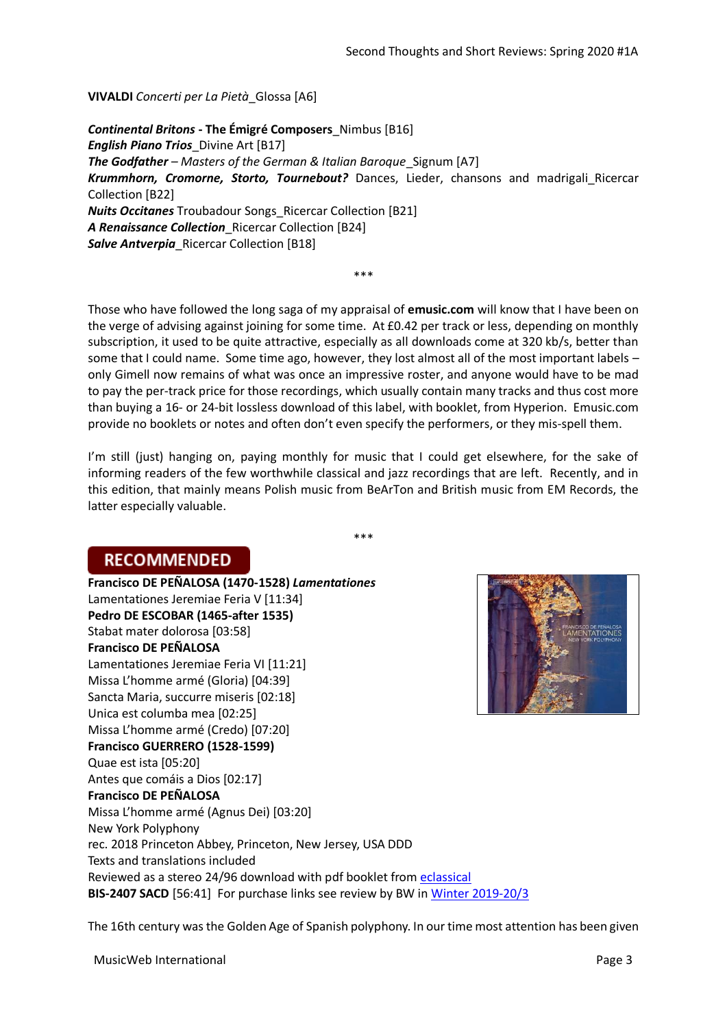**VIVALDI** *Concerti per La Pietà*_Glossa [A6]

***Continental Britons*** **- The Émigré Composers**_Nimbus [B16]
***English Piano Trios***_Divine Art [B17]
***The Godfather*** – *Masters of the German & Italian Baroque*_Signum [A7]
***Krummhorn, Cromorne, Storto, Tournebout?*** Dances, Lieder, chansons and madrigali_Ricercar Collection [B22]
***Nuits Occitanes*** Troubadour Songs_Ricercar Collection [B21]
***A Renaissance Collection***_Ricercar Collection [B24]
***Salve Antverpia***_Ricercar Collection [B18]

\*\*\*

Those who have followed the long saga of my appraisal of **emusic.com** will know that I have been on the verge of advising against joining for some time. At £0.42 per track or less, depending on monthly subscription, it used to be quite attractive, especially as all downloads come at 320 kb/s, better than some that I could name. Some time ago, however, they lost almost all of the most important labels – only Gimell now remains of what was once an impressive roster, and anyone would have to be mad to pay the per-track price for those recordings, which usually contain many tracks and thus cost more than buying a 16- or 24-bit lossless download of this label, with booklet, from Hyperion. Emusic.com provide no booklets or notes and often don't even specify the performers, or they mis-spell them.

I'm still (just) hanging on, paying monthly for music that I could get elsewhere, for the sake of informing readers of the few worthwhile classical and jazz recordings that are left. Recently, and in this edition, that mainly means Polish music from BeArTon and British music from EM Records, the latter especially valuable.

\*\*\*

**RECOMMENDED**

**Francisco DE PEÑALOSA (1470-1528)** ***Lamentationes***
Lamentationes Jeremiae Feria V [11:34]
**Pedro DE ESCOBAR (1465-after 1535)**
Stabat mater dolorosa [03:58]
**Francisco DE PEÑALOSA**
Lamentationes Jeremiae Feria VI [11:21]
Missa L'homme armé (Gloria) [04:39]
Sancta Maria, succurre miseris [02:18]
Unica est columba mea [02:25]
Missa L'homme armé (Credo) [07:20]
**Francisco GUERRERO (1528-1599)**
Quae est ista [05:20]
Antes que comáis a Dios [02:17]
**Francisco DE PEÑALOSA**
Missa L'homme armé (Agnus Dei) [03:20]
New York Polyphony
rec. 2018 Princeton Abbey, Princeton, New Jersey, USA DDD
Texts and translations included
Reviewed as a stereo 24/96 download with pdf booklet from eclassical
**BIS-2407 SACD** [56:41] For purchase links see review by BW in Winter 2019-20/3

The 16th century was the Golden Age of Spanish polyphony. In our time most attention has been given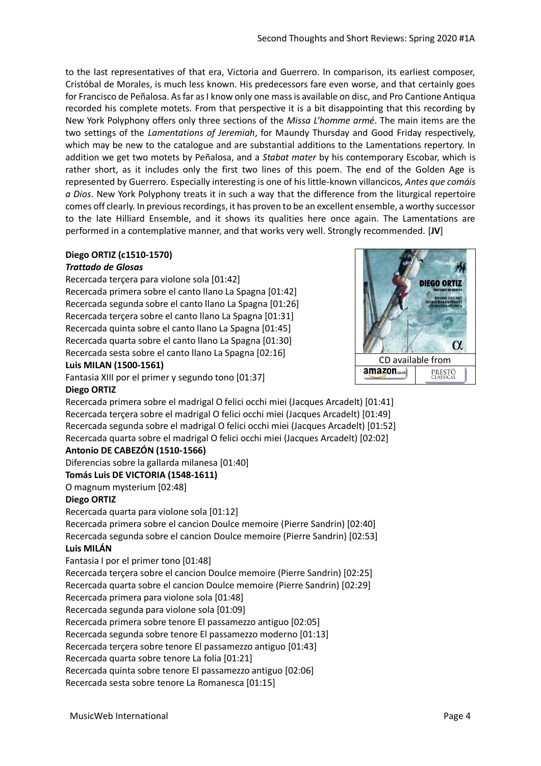to the last representatives of that era, Victoria and Guerrero. In comparison, its earliest composer, Cristóbal de Morales, is much less known. His predecessors fare even worse, and that certainly goes for Francisco de Peñalosa. As far as I know only one mass is available on disc, and Pro Cantione Antiqua recorded his complete motets. From that perspective it is a bit disappointing that this recording by New York Polyphony offers only three sections of the *Missa L'homme armé*. The main items are the two settings of the *Lamentations of Jeremiah*, for Maundy Thursday and Good Friday respectively, which may be new to the catalogue and are substantial additions to the Lamentations repertory. In addition we get two motets by Peñalosa, and a *Stabat mater* by his contemporary Escobar, which is rather short, as it includes only the first two lines of this poem. The end of the Golden Age is represented by Guerrero. Especially interesting is one of his little-known villancicos, *Antes que comáis a Dios*. New York Polyphony treats it in such a way that the difference from the liturgical repertoire comes off clearly. In previous recordings, it has proven to be an excellent ensemble, a worthy successor to the late Hilliard Ensemble, and it shows its qualities here once again. The Lamentations are performed in a contemplative manner, and that works very well. Strongly recommended. [**JV**]

**Diego ORTIZ (c1510-1570)**
***Trattado de Glosas***
Recercada terçera para violone sola [01:42]
Recercada primera sobre el canto llano La Spagna [01:42]
Recercada segunda sobre el canto llano La Spagna [01:26]
Recercada terçera sobre el canto llano La Spagna [01:31]
Recercada quinta sobre el canto llano La Spagna [01:45]
Recercada quarta sobre el canto llano La Spagna [01:30]
Recercada sesta sobre el canto llano La Spagna [02:16]
**Luis MILAN (1500-1561)**
Fantasia XIII por el primer y segundo tono [01:37]
**Diego ORTIZ**
Recercada primera sobre el madrigal O felici occhi miei (Jacques Arcadelt) [01:41]
Recercada terçera sobre el madrigal O felici occhi miei (Jacques Arcadelt) [01:49]
Recercada segunda sobre el madrigal O felici occhi miei (Jacques Arcadelt) [01:52]
Recercada quarta sobre el madrigal O felici occhi miei (Jacques Arcadelt) [02:02]
**Antonio DE CABEZÓN (1510-1566)**
Diferencias sobre la gallarda milanesa [01:40]
**Tomás Luis DE VICTORIA (1548-1611)**
O magnum mysterium [02:48]
**Diego ORTIZ**
Recercada quarta para violone sola [01:12]
Recercada primera sobre el cancion Doulce memoire (Pierre Sandrin) [02:40]
Recercada segunda sobre el cancion Doulce memoire (Pierre Sandrin) [02:53]
**Luis MILÁN**
Fantasia I por el primer tono [01:48]
Recercada terçera sobre el cancion Doulce memoire (Pierre Sandrin) [02:25]
Recercada quarta sobre el cancion Doulce memoire (Pierre Sandrin) [02:29]
Recercada primera para violone sola [01:48]
Recercada segunda para violone sola [01:09]
Recercada primera sobre tenore El passamezzo antiguo [02:05]
Recercada segunda sobre tenore El passamezzo moderno [01:13]
Recercada terçera sobre tenore El passamezzo antiguo [01:43]
Recercada quarta sobre tenore La folia [01:21]
Recercada quinta sobre tenore El passamezzo antiguo [02:06]
Recercada sesta sobre tenore La Romanesca [01:15]

CD available from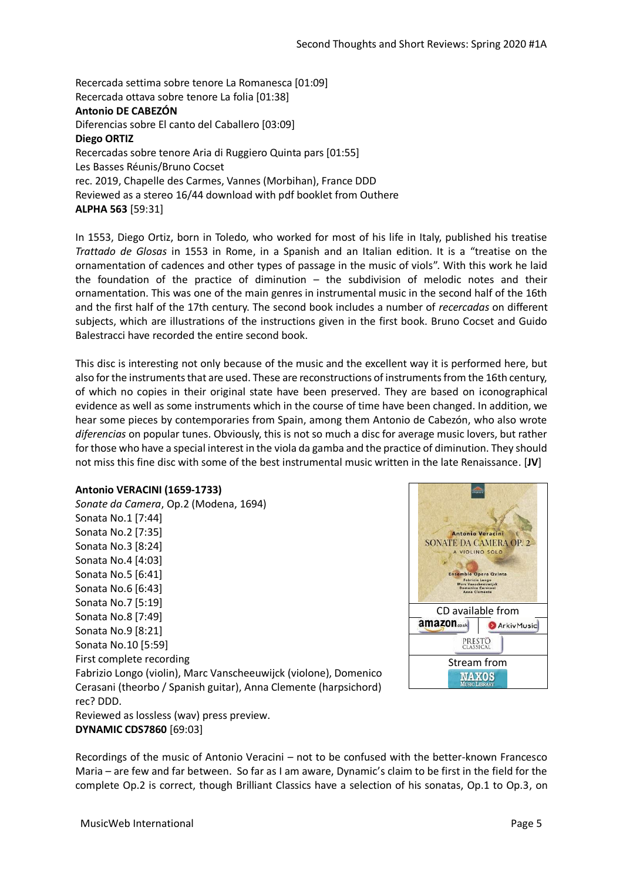Recercada settima sobre tenore La Romanesca [01:09]
Recercada ottava sobre tenore La folia [01:38]
**Antonio DE CABEZÓN**
Diferencias sobre El canto del Caballero [03:09]
**Diego ORTIZ**
Recercadas sobre tenore Aria di Ruggiero Quinta pars [01:55]
Les Basses Réunis/Bruno Cocset
rec. 2019, Chapelle des Carmes, Vannes (Morbihan), France DDD
Reviewed as a stereo 16/44 download with pdf booklet from Outhere
**ALPHA 563** [59:31]

In 1553, Diego Ortiz, born in Toledo, who worked for most of his life in Italy, published his treatise *Trattado de Glosas* in 1553 in Rome, in a Spanish and an Italian edition. It is a "treatise on the ornamentation of cadences and other types of passage in the music of viols". With this work he laid the foundation of the practice of diminution – the subdivision of melodic notes and their ornamentation. This was one of the main genres in instrumental music in the second half of the 16th and the first half of the 17th century. The second book includes a number of *recercadas* on different subjects, which are illustrations of the instructions given in the first book. Bruno Cocset and Guido Balestracci have recorded the entire second book.

This disc is interesting not only because of the music and the excellent way it is performed here, but also for the instruments that are used. These are reconstructions of instruments from the 16th century, of which no copies in their original state have been preserved. They are based on iconographical evidence as well as some instruments which in the course of time have been changed. In addition, we hear some pieces by contemporaries from Spain, among them Antonio de Cabezón, who also wrote *diferencias* on popular tunes. Obviously, this is not so much a disc for average music lovers, but rather for those who have a special interest in the viola da gamba and the practice of diminution. They should not miss this fine disc with some of the best instrumental music written in the late Renaissance. [**JV**]

**Antonio VERACINI (1659-1733)**
*Sonate da Camera*, Op.2 (Modena, 1694)
Sonata No.1 [7:44]
Sonata No.2 [7:35]
Sonata No.3 [8:24]
Sonata No.4 [4:03]
Sonata No.5 [6:41]
Sonata No.6 [6:43]
Sonata No.7 [5:19]
Sonata No.8 [7:49]
Sonata No.9 [8:21]
Sonata No.10 [5:59]
First complete recording
Fabrizio Longo (violin), Marc Vanscheeuwijck (violone), Domenico Cerasani (theorbo / Spanish guitar), Anna Clemente (harpsichord)
rec? DDD.
Reviewed as lossless (wav) press preview.
**DYNAMIC CDS7860** [69:03]

CD available from
Stream from

Recordings of the music of Antonio Veracini – not to be confused with the better-known Francesco Maria – are few and far between. So far as I am aware, Dynamic's claim to be first in the field for the complete Op.2 is correct, though Brilliant Classics have a selection of his sonatas, Op.1 to Op.3, on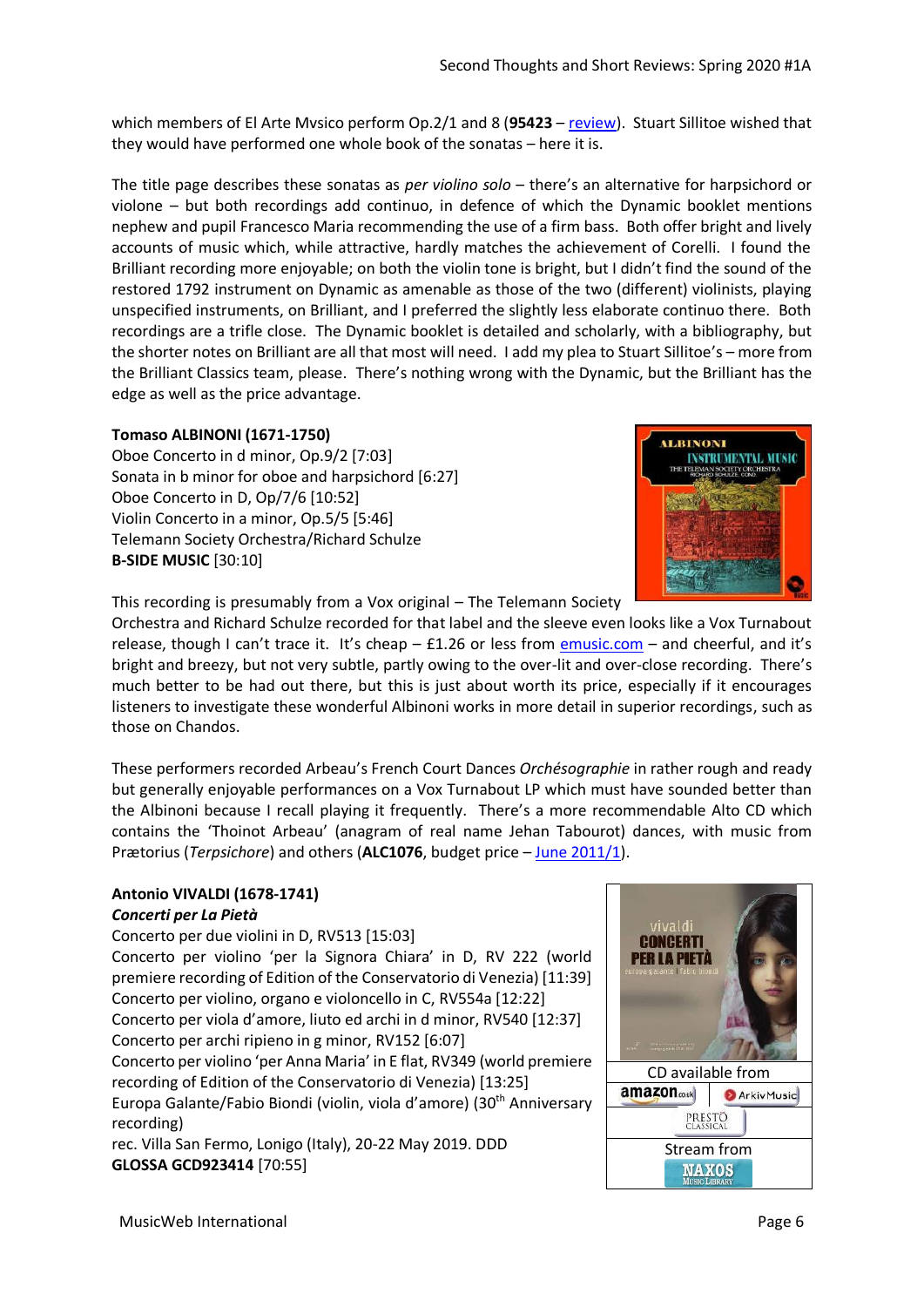which members of El Arte Mvsico perform Op.2/1 and 8 (**95423** – review). Stuart Sillitoe wished that they would have performed one whole book of the sonatas – here it is.

The title page describes these sonatas as *per violino solo* – there's an alternative for harpsichord or violone – but both recordings add continuo, in defence of which the Dynamic booklet mentions nephew and pupil Francesco Maria recommending the use of a firm bass. Both offer bright and lively accounts of music which, while attractive, hardly matches the achievement of Corelli. I found the Brilliant recording more enjoyable; on both the violin tone is bright, but I didn't find the sound of the restored 1792 instrument on Dynamic as amenable as those of the two (different) violinists, playing unspecified instruments, on Brilliant, and I preferred the slightly less elaborate continuo there. Both recordings are a trifle close. The Dynamic booklet is detailed and scholarly, with a bibliography, but the shorter notes on Brilliant are all that most will need. I add my plea to Stuart Sillitoe's – more from the Brilliant Classics team, please. There's nothing wrong with the Dynamic, but the Brilliant has the edge as well as the price advantage.

**Tomaso ALBINONI (1671-1750)**
Oboe Concerto in d minor, Op.9/2 [7:03]
Sonata in b minor for oboe and harpsichord [6:27]
Oboe Concerto in D, Op/7/6 [10:52]
Violin Concerto in a minor, Op.5/5 [5:46]
Telemann Society Orchestra/Richard Schulze
**B-SIDE MUSIC** [30:10]

This recording is presumably from a Vox original – The Telemann Society Orchestra and Richard Schulze recorded for that label and the sleeve even looks like a Vox Turnabout release, though I can't trace it. It's cheap – £1.26 or less from emusic.com – and cheerful, and it's bright and breezy, but not very subtle, partly owing to the over-lit and over-close recording. There's much better to be had out there, but this is just about worth its price, especially if it encourages listeners to investigate these wonderful Albinoni works in more detail in superior recordings, such as those on Chandos.

These performers recorded Arbeau's French Court Dances *Orchésographie* in rather rough and ready but generally enjoyable performances on a Vox Turnabout LP which must have sounded better than the Albinoni because I recall playing it frequently. There's a more recommendable Alto CD which contains the 'Thoinot Arbeau' (anagram of real name Jehan Tabourot) dances, with music from Prætorius (*Terpsichore*) and others (**ALC1076**, budget price – June 2011/1).

**Antonio VIVALDI (1678-1741)**
***Concerti per La Pietà***
Concerto per due violini in D, RV513 [15:03]
Concerto per violino 'per la Signora Chiara' in D, RV 222 (world premiere recording of Edition of the Conservatorio di Venezia) [11:39]
Concerto per violino, organo e violoncello in C, RV554a [12:22]
Concerto per viola d'amore, liuto ed archi in d minor, RV540 [12:37]
Concerto per archi ripieno in g minor, RV152 [6:07]
Concerto per violino 'per Anna Maria' in E flat, RV349 (world premiere recording of Edition of the Conservatorio di Venezia) [13:25]
Europa Galante/Fabio Biondi (violin, viola d'amore) (30th Anniversary recording)
rec. Villa San Fermo, Lonigo (Italy), 20-22 May 2019. DDD
**GLOSSA GCD923414** [70:55]

CD available from
Stream from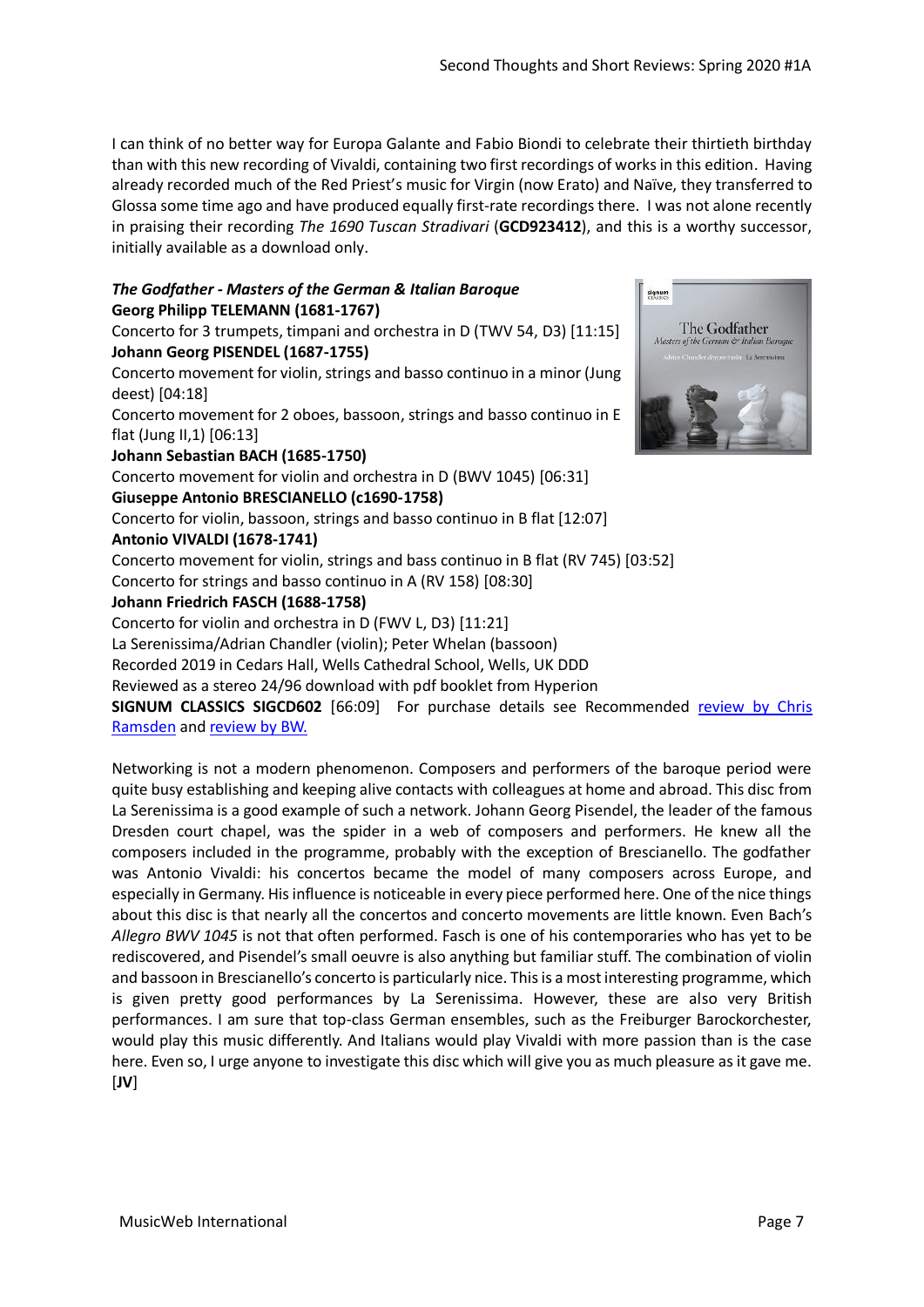I can think of no better way for Europa Galante and Fabio Biondi to celebrate their thirtieth birthday than with this new recording of Vivaldi, containing two first recordings of works in this edition. Having already recorded much of the Red Priest's music for Virgin (now Erato) and Naïve, they transferred to Glossa some time ago and have produced equally first-rate recordings there. I was not alone recently in praising their recording *The 1690 Tuscan Stradivari* (**GCD923412**), and this is a worthy successor, initially available as a download only.

***The Godfather - Masters of the German & Italian Baroque***
**Georg Philipp TELEMANN (1681-1767)**
Concerto for 3 trumpets, timpani and orchestra in D (TWV 54, D3) [11:15]
**Johann Georg PISENDEL (1687-1755)**
Concerto movement for violin, strings and basso continuo in a minor (Jung deest) [04:18]
Concerto movement for 2 oboes, bassoon, strings and basso continuo in E flat (Jung II,1) [06:13]
**Johann Sebastian BACH (1685-1750)**
Concerto movement for violin and orchestra in D (BWV 1045) [06:31]
**Giuseppe Antonio BRESCIANELLO (c1690-1758)**
Concerto for violin, bassoon, strings and basso continuo in B flat [12:07]
**Antonio VIVALDI (1678-1741)**
Concerto movement for violin, strings and bass continuo in B flat (RV 745) [03:52]
Concerto for strings and basso continuo in A (RV 158) [08:30]
**Johann Friedrich FASCH (1688-1758)**
Concerto for violin and orchestra in D (FWV L, D3) [11:21]
La Serenissima/Adrian Chandler (violin); Peter Whelan (bassoon)
Recorded 2019 in Cedars Hall, Wells Cathedral School, Wells, UK DDD
Reviewed as a stereo 24/96 download with pdf booklet from Hyperion
**SIGNUM CLASSICS SIGCD602** [66:09] For purchase details see Recommended review by Chris Ramsden and review by BW.

Networking is not a modern phenomenon. Composers and performers of the baroque period were quite busy establishing and keeping alive contacts with colleagues at home and abroad. This disc from La Serenissima is a good example of such a network. Johann Georg Pisendel, the leader of the famous Dresden court chapel, was the spider in a web of composers and performers. He knew all the composers included in the programme, probably with the exception of Brescianello. The godfather was Antonio Vivaldi: his concertos became the model of many composers across Europe, and especially in Germany. His influence is noticeable in every piece performed here. One of the nice things about this disc is that nearly all the concertos and concerto movements are little known. Even Bach's *Allegro BWV 1045* is not that often performed. Fasch is one of his contemporaries who has yet to be rediscovered, and Pisendel's small oeuvre is also anything but familiar stuff. The combination of violin and bassoon in Brescianello's concerto is particularly nice. This is a most interesting programme, which is given pretty good performances by La Serenissima. However, these are also very British performances. I am sure that top-class German ensembles, such as the Freiburger Barockorchester, would play this music differently. And Italians would play Vivaldi with more passion than is the case here. Even so, I urge anyone to investigate this disc which will give you as much pleasure as it gave me. [**JV**]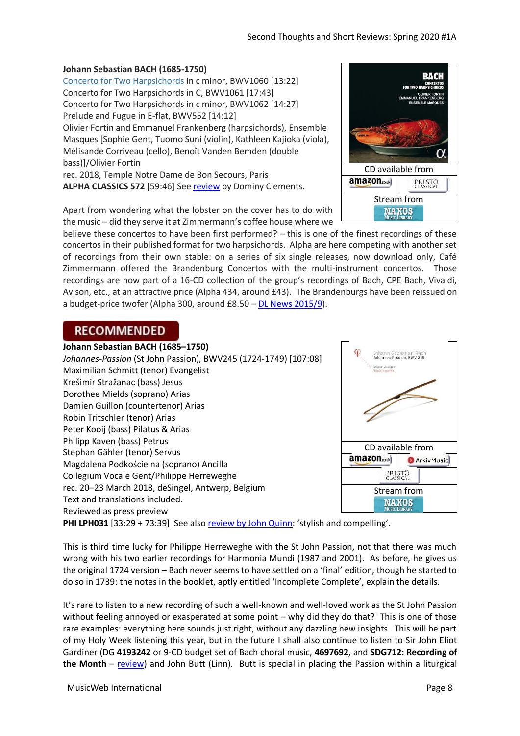**Johann Sebastian BACH (1685-1750)**
Concerto for Two Harpsichords in c minor, BWV1060 [13:22]
Concerto for Two Harpsichords in C, BWV1061 [17:43]
Concerto for Two Harpsichords in c minor, BWV1062 [14:27]
Prelude and Fugue in E-flat, BWV552 [14:12]
Olivier Fortin and Emmanuel Frankenberg (harpsichords), Ensemble Masques [Sophie Gent, Tuomo Suni (violin), Kathleen Kajioka (viola), Mélisande Corriveau (cello), Benoît Vanden Bemden (double bass)]/Olivier Fortin
rec. 2018, Temple Notre Dame de Bon Secours, Paris
**ALPHA CLASSICS 572** [59:46] See review by Dominy Clements.

CD available from
Stream from

Apart from wondering what the lobster on the cover has to do with the music – did they serve it at Zimmermann's coffee house where we believe these concertos to have been first performed? – this is one of the finest recordings of these concertos in their published format for two harpsichords. Alpha are here competing with another set of recordings from their own stable: on a series of six single releases, now download only, Café Zimmermann offered the Brandenburg Concertos with the multi-instrument concertos. Those recordings are now part of a 16-CD collection of the group's recordings of Bach, CPE Bach, Vivaldi, Avison, etc., at an attractive price (Alpha 434, around £43). The Brandenburgs have been reissued on a budget-price twofer (Alpha 300, around £8.50 – DL News 2015/9).

**RECOMMENDED**

**Johann Sebastian BACH (1685–1750)**
*Johannes-Passion* (St John Passion), BWV245 (1724-1749) [107:08]
Maximilian Schmitt (tenor) Evangelist
Krešimir Stražanac (bass) Jesus
Dorothee Mields (soprano) Arias
Damien Guillon (countertenor) Arias
Robin Tritschler (tenor) Arias
Peter Kooij (bass) Pilatus & Arias
Philipp Kaven (bass) Petrus
Stephan Gähler (tenor) Servus
Magdalena Podkościelna (soprano) Ancilla
Collegium Vocale Gent/Philippe Herreweghe
rec. 20–23 March 2018, deSingel, Antwerp, Belgium
Text and translations included.
Reviewed as press preview
**PHI LPH031** [33:29 + 73:39] See also review by John Quinn: 'stylish and compelling'.

CD available from
Stream from

This is third time lucky for Philippe Herreweghe with the St John Passion, not that there was much wrong with his two earlier recordings for Harmonia Mundi (1987 and 2001). As before, he gives us the original 1724 version – Bach never seems to have settled on a 'final' edition, though he started to do so in 1739: the notes in the booklet, aptly entitled 'Incomplete Complete', explain the details.

It's rare to listen to a new recording of such a well-known and well-loved work as the St John Passion without feeling annoyed or exasperated at some point – why did they do that? This is one of those rare examples: everything here sounds just right, without any dazzling new insights. This will be part of my Holy Week listening this year, but in the future I shall also continue to listen to Sir John Eliot Gardiner (DG **4193242** or 9-CD budget set of Bach choral music, **4697692**, and **SDG712: Recording of the Month** – review) and John Butt (Linn). Butt is special in placing the Passion within a liturgical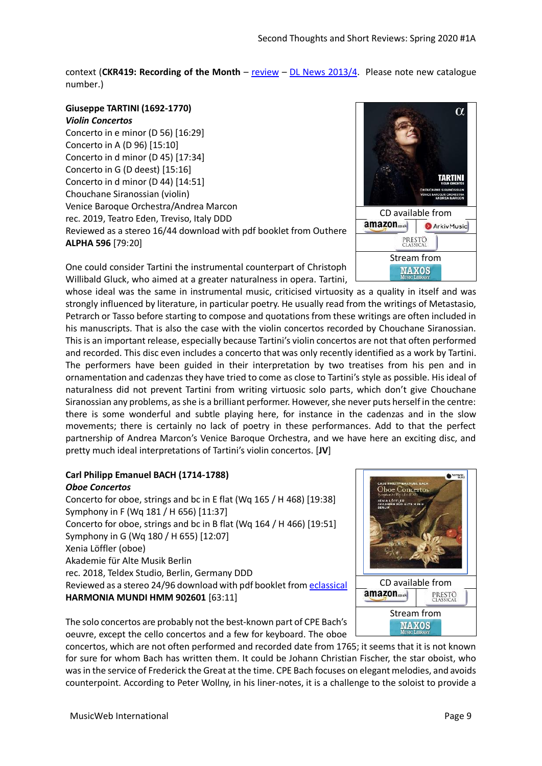context (**CKR419: Recording of the Month** – review – DL News 2013/4. Please note new catalogue number.)

**Giuseppe TARTINI (1692-1770)**
***Violin Concertos***
Concerto in e minor (D 56) [16:29]
Concerto in A (D 96) [15:10]
Concerto in d minor (D 45) [17:34]
Concerto in G (D deest) [15:16]
Concerto in d minor (D 44) [14:51]
Chouchane Siranossian (violin)
Venice Baroque Orchestra/Andrea Marcon
rec. 2019, Teatro Eden, Treviso, Italy DDD
Reviewed as a stereo 16/44 download with pdf booklet from Outhere
**ALPHA 596** [79:20]

CD available from
Stream from

One could consider Tartini the instrumental counterpart of Christoph Willibald Gluck, who aimed at a greater naturalness in opera. Tartini, whose ideal was the same in instrumental music, criticised virtuosity as a quality in itself and was strongly influenced by literature, in particular poetry. He usually read from the writings of Metastasio, Petrarch or Tasso before starting to compose and quotations from these writings are often included in his manuscripts. That is also the case with the violin concertos recorded by Chouchane Siranossian. This is an important release, especially because Tartini's violin concertos are not that often performed and recorded. This disc even includes a concerto that was only recently identified as a work by Tartini. The performers have been guided in their interpretation by two treatises from his pen and in ornamentation and cadenzas they have tried to come as close to Tartini's style as possible. His ideal of naturalness did not prevent Tartini from writing virtuosic solo parts, which don't give Chouchane Siranossian any problems, as she is a brilliant performer. However, she never puts herself in the centre: there is some wonderful and subtle playing here, for instance in the cadenzas and in the slow movements; there is certainly no lack of poetry in these performances. Add to that the perfect partnership of Andrea Marcon's Venice Baroque Orchestra, and we have here an exciting disc, and pretty much ideal interpretations of Tartini's violin concertos. [**JV**]

**Carl Philipp Emanuel BACH (1714-1788)**
***Oboe Concertos***
Concerto for oboe, strings and bc in E flat (Wq 165 / H 468) [19:38]
Symphony in F (Wq 181 / H 656) [11:37]
Concerto for oboe, strings and bc in B flat (Wq 164 / H 466) [19:51]
Symphony in G (Wq 180 / H 655) [12:07]
Xenia Löffler (oboe)
Akademie für Alte Musik Berlin
rec. 2018, Teldex Studio, Berlin, Germany DDD
Reviewed as a stereo 24/96 download with pdf booklet from eclassical
**HARMONIA MUNDI HMM 902601** [63:11]

CD available from
Stream from

The solo concertos are probably not the best-known part of CPE Bach's oeuvre, except the cello concertos and a few for keyboard. The oboe concertos, which are not often performed and recorded date from 1765; it seems that it is not known for sure for whom Bach has written them. It could be Johann Christian Fischer, the star oboist, who was in the service of Frederick the Great at the time. CPE Bach focuses on elegant melodies, and avoids counterpoint. According to Peter Wollny, in his liner-notes, it is a challenge to the soloist to provide a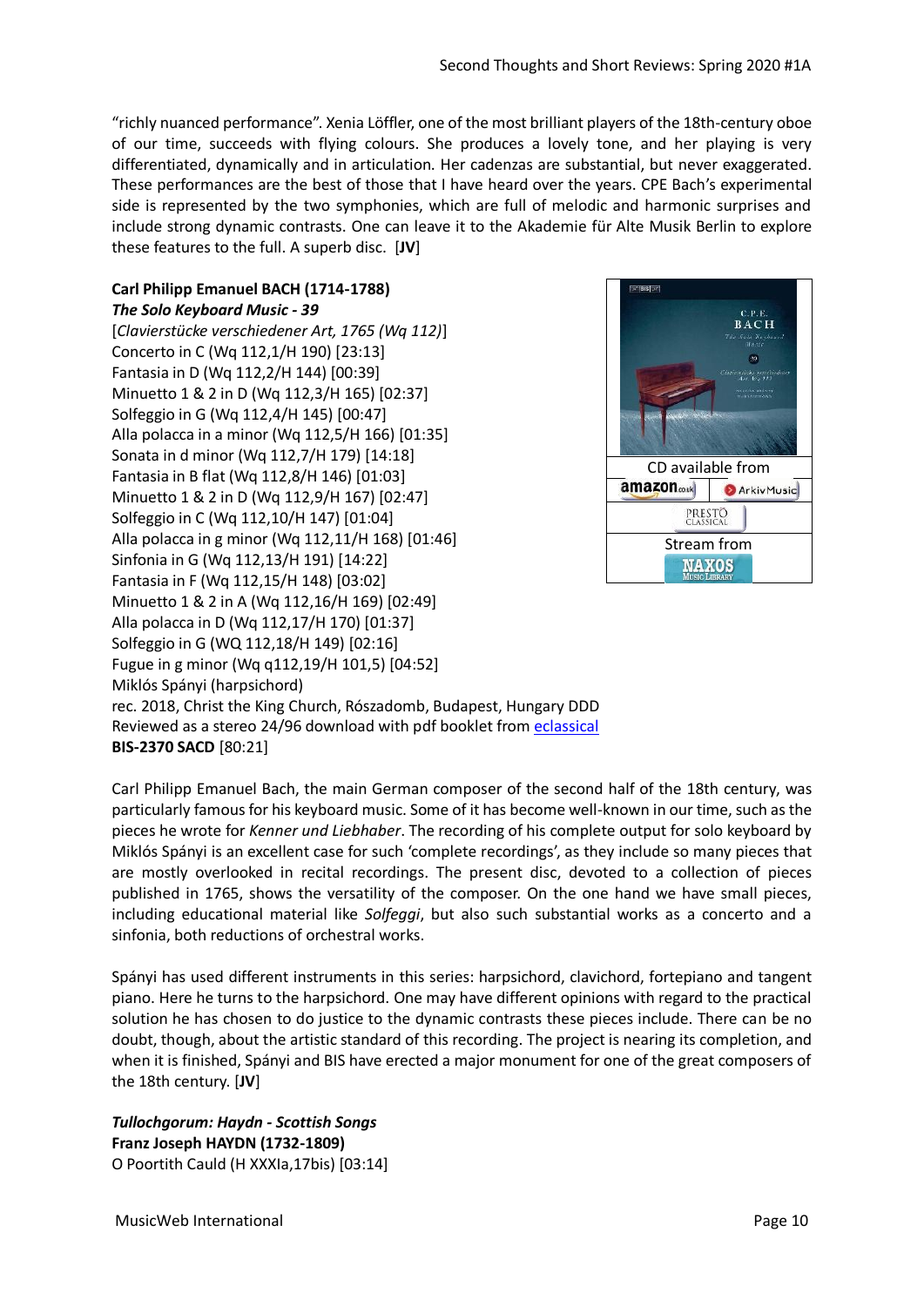"richly nuanced performance". Xenia Löffler, one of the most brilliant players of the 18th-century oboe of our time, succeeds with flying colours. She produces a lovely tone, and her playing is very differentiated, dynamically and in articulation. Her cadenzas are substantial, but never exaggerated. These performances are the best of those that I have heard over the years. CPE Bach's experimental side is represented by the two symphonies, which are full of melodic and harmonic surprises and include strong dynamic contrasts. One can leave it to the Akademie für Alte Musik Berlin to explore these features to the full. A superb disc. [**JV**]

**Carl Philipp Emanuel BACH (1714-1788)**
***The Solo Keyboard Music - 39***
[*Clavierstücke verschiedener Art, 1765 (Wq 112)*]
Concerto in C (Wq 112,1/H 190) [23:13]
Fantasia in D (Wq 112,2/H 144) [00:39]
Minuetto 1 & 2 in D (Wq 112,3/H 165) [02:37]
Solfeggio in G (Wq 112,4/H 145) [00:47]
Alla polacca in a minor (Wq 112,5/H 166) [01:35]
Sonata in d minor (Wq 112,7/H 179) [14:18]
Fantasia in B flat (Wq 112,8/H 146) [01:03]
Minuetto 1 & 2 in D (Wq 112,9/H 167) [02:47]
Solfeggio in C (Wq 112,10/H 147) [01:04]
Alla polacca in g minor (Wq 112,11/H 168) [01:46]
Sinfonia in G (Wq 112,13/H 191) [14:22]
Fantasia in F (Wq 112,15/H 148) [03:02]
Minuetto 1 & 2 in A (Wq 112,16/H 169) [02:49]
Alla polacca in D (Wq 112,17/H 170) [01:37]
Solfeggio in G (WQ 112,18/H 149) [02:16]
Fugue in g minor (Wq q112,19/H 101,5) [04:52]
Miklós Spányi (harpsichord)
rec. 2018, Christ the King Church, Rószadomb, Budapest, Hungary DDD
Reviewed as a stereo 24/96 download with pdf booklet from eclassical
**BIS-2370 SACD** [80:21]

CD available from
amazon.co.uk | ArkivMusic
PRESTO CLASSICAL
Stream from
NAXOS Music Library

Carl Philipp Emanuel Bach, the main German composer of the second half of the 18th century, was particularly famous for his keyboard music. Some of it has become well-known in our time, such as the pieces he wrote for *Kenner und Liebhaber*. The recording of his complete output for solo keyboard by Miklós Spányi is an excellent case for such 'complete recordings', as they include so many pieces that are mostly overlooked in recital recordings. The present disc, devoted to a collection of pieces published in 1765, shows the versatility of the composer. On the one hand we have small pieces, including educational material like *Solfeggi*, but also such substantial works as a concerto and a sinfonia, both reductions of orchestral works.

Spányi has used different instruments in this series: harpsichord, clavichord, fortepiano and tangent piano. Here he turns to the harpsichord. One may have different opinions with regard to the practical solution he has chosen to do justice to the dynamic contrasts these pieces include. There can be no doubt, though, about the artistic standard of this recording. The project is nearing its completion, and when it is finished, Spányi and BIS have erected a major monument for one of the great composers of the 18th century. [**JV**]

***Tullochgorum: Haydn - Scottish Songs***
**Franz Joseph HAYDN (1732-1809)**
O Poortith Cauld (H XXXIa,17bis) [03:14]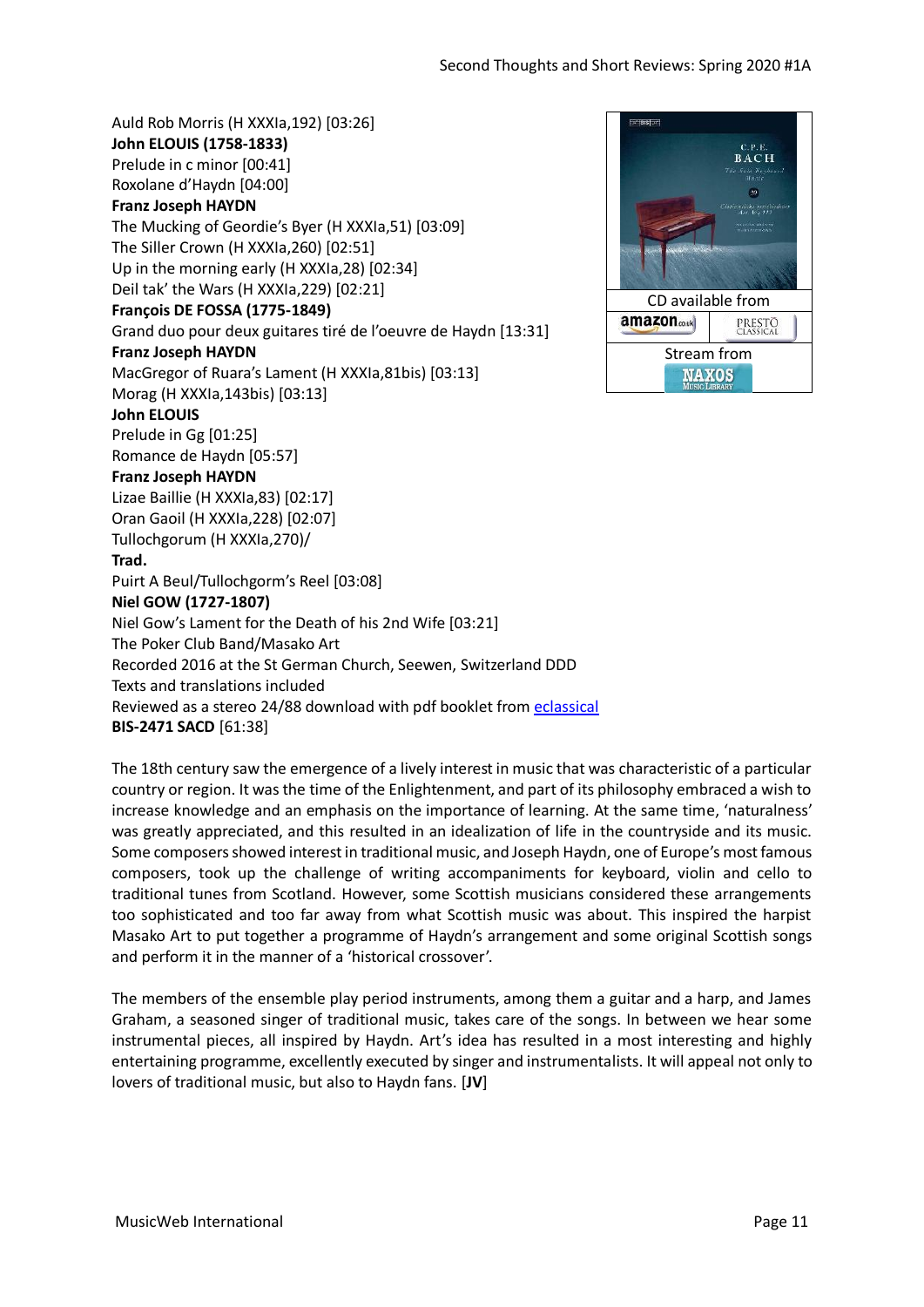Auld Rob Morris (H XXXIa,192) [03:26]
**John ELOUIS (1758-1833)**
Prelude in c minor [00:41]
Roxolane d'Haydn [04:00]
**Franz Joseph HAYDN**
The Mucking of Geordie's Byer (H XXXIa,51) [03:09]
The Siller Crown (H XXXIa,260) [02:51]
Up in the morning early (H XXXIa,28) [02:34]
Deil tak' the Wars (H XXXIa,229) [02:21]
**François DE FOSSA (1775-1849)**
Grand duo pour deux guitares tiré de l'oeuvre de Haydn [13:31]
**Franz Joseph HAYDN**
MacGregor of Ruara's Lament (H XXXIa,81bis) [03:13]
Morag (H XXXIa,143bis) [03:13]
**John ELOUIS**
Prelude in Gg [01:25]
Romance de Haydn [05:57]
**Franz Joseph HAYDN**
Lizae Baillie (H XXXIa,83) [02:17]
Oran Gaoil (H XXXIa,228) [02:07]
Tullochgorum (H XXXIa,270)/
**Trad.**
Puirt A Beul/Tullochgorm's Reel [03:08]
**Niel GOW (1727-1807)**
Niel Gow's Lament for the Death of his 2nd Wife [03:21]
The Poker Club Band/Masako Art
Recorded 2016 at the St German Church, Seewen, Switzerland DDD
Texts and translations included
Reviewed as a stereo 24/88 download with pdf booklet from eclassical
**BIS-2471 SACD** [61:38]

CD available from
amazon.co.uk | PRESTO CLASSICAL
Stream from
NAXOS MUSIC LIBRARY

The 18th century saw the emergence of a lively interest in music that was characteristic of a particular country or region. It was the time of the Enlightenment, and part of its philosophy embraced a wish to increase knowledge and an emphasis on the importance of learning. At the same time, 'naturalness' was greatly appreciated, and this resulted in an idealization of life in the countryside and its music. Some composers showed interest in traditional music, and Joseph Haydn, one of Europe's most famous composers, took up the challenge of writing accompaniments for keyboard, violin and cello to traditional tunes from Scotland. However, some Scottish musicians considered these arrangements too sophisticated and too far away from what Scottish music was about. This inspired the harpist Masako Art to put together a programme of Haydn's arrangement and some original Scottish songs and perform it in the manner of a 'historical crossover'.

The members of the ensemble play period instruments, among them a guitar and a harp, and James Graham, a seasoned singer of traditional music, takes care of the songs. In between we hear some instrumental pieces, all inspired by Haydn. Art's idea has resulted in a most interesting and highly entertaining programme, excellently executed by singer and instrumentalists. It will appeal not only to lovers of traditional music, but also to Haydn fans. [**JV**]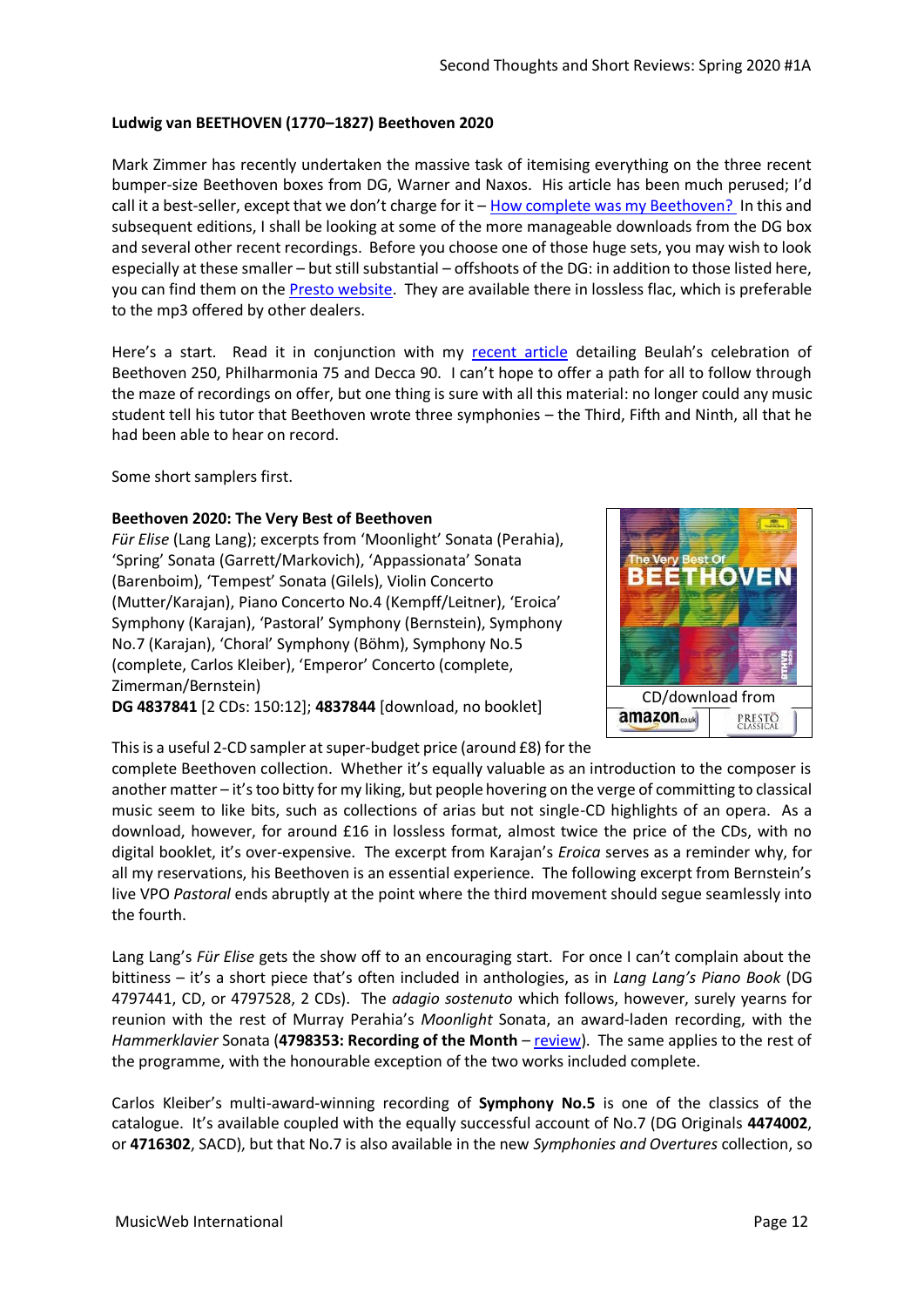**Ludwig van BEETHOVEN (1770–1827) Beethoven 2020**

Mark Zimmer has recently undertaken the massive task of itemising everything on the three recent bumper-size Beethoven boxes from DG, Warner and Naxos. His article has been much perused; I'd call it a best-seller, except that we don't charge for it – How complete was my Beethoven? In this and subsequent editions, I shall be looking at some of the more manageable downloads from the DG box and several other recent recordings. Before you choose one of those huge sets, you may wish to look especially at these smaller – but still substantial – offshoots of the DG: in addition to those listed here, you can find them on the Presto website. They are available there in lossless flac, which is preferable to the mp3 offered by other dealers.

Here's a start. Read it in conjunction with my recent article detailing Beulah's celebration of Beethoven 250, Philharmonia 75 and Decca 90. I can't hope to offer a path for all to follow through the maze of recordings on offer, but one thing is sure with all this material: no longer could any music student tell his tutor that Beethoven wrote three symphonies – the Third, Fifth and Ninth, all that he had been able to hear on record.

Some short samplers first.

**Beethoven 2020: The Very Best of Beethoven**
*Für Elise* (Lang Lang); excerpts from 'Moonlight' Sonata (Perahia), 'Spring' Sonata (Garrett/Markovich), 'Appassionata' Sonata (Barenboim), 'Tempest' Sonata (Gilels), Violin Concerto (Mutter/Karajan), Piano Concerto No.4 (Kempff/Leitner), 'Eroica' Symphony (Karajan), 'Pastoral' Symphony (Bernstein), Symphony No.7 (Karajan), 'Choral' Symphony (Böhm), Symphony No.5 (complete, Carlos Kleiber), 'Emperor' Concerto (complete, Zimerman/Bernstein)
**DG 4837841** [2 CDs: 150:12]; **4837844** [download, no booklet]

CD/download from amazon.co.uk PRESTO CLASSICAL

This is a useful 2-CD sampler at super-budget price (around £8) for the complete Beethoven collection. Whether it's equally valuable as an introduction to the composer is another matter – it's too bitty for my liking, but people hovering on the verge of committing to classical music seem to like bits, such as collections of arias but not single-CD highlights of an opera. As a download, however, for around £16 in lossless format, almost twice the price of the CDs, with no digital booklet, it's over-expensive. The excerpt from Karajan's *Eroica* serves as a reminder why, for all my reservations, his Beethoven is an essential experience. The following excerpt from Bernstein's live VPO *Pastoral* ends abruptly at the point where the third movement should segue seamlessly into the fourth.

Lang Lang's *Für Elise* gets the show off to an encouraging start. For once I can't complain about the bittiness – it's a short piece that's often included in anthologies, as in *Lang Lang's Piano Book* (DG 4797441, CD, or 4797528, 2 CDs). The *adagio sostenuto* which follows, however, surely yearns for reunion with the rest of Murray Perahia's *Moonlight* Sonata, an award-laden recording, with the *Hammerklavier* Sonata (**4798353: Recording of the Month** – review). The same applies to the rest of the programme, with the honourable exception of the two works included complete.

Carlos Kleiber's multi-award-winning recording of **Symphony No.5** is one of the classics of the catalogue. It's available coupled with the equally successful account of No.7 (DG Originals **4474002**, or **4716302**, SACD), but that No.7 is also available in the new *Symphonies and Overtures* collection, so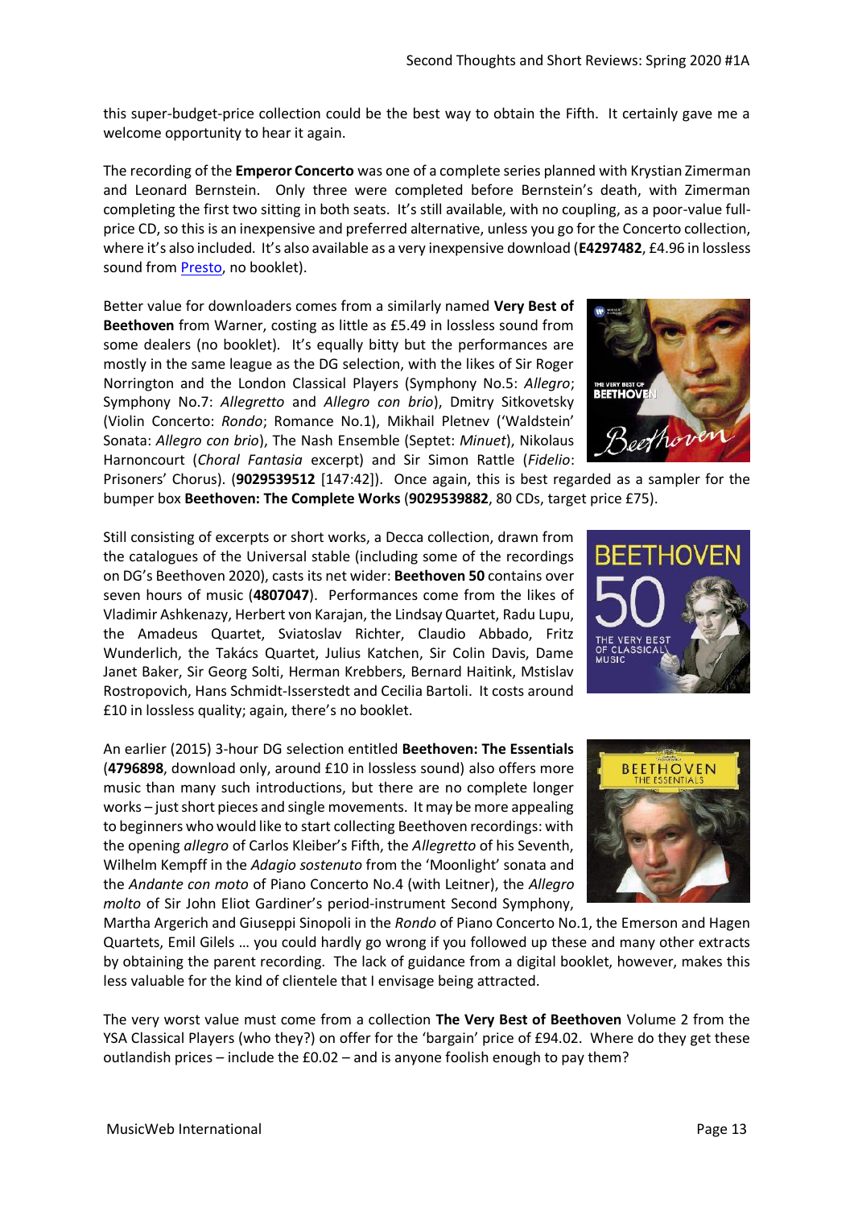this super-budget-price collection could be the best way to obtain the Fifth. It certainly gave me a welcome opportunity to hear it again.

The recording of the **Emperor Concerto** was one of a complete series planned with Krystian Zimerman and Leonard Bernstein. Only three were completed before Bernstein's death, with Zimerman completing the first two sitting in both seats. It's still available, with no coupling, as a poor-value full-price CD, so this is an inexpensive and preferred alternative, unless you go for the Concerto collection, where it's also included. It's also available as a very inexpensive download (**E4297482**, £4.96 in lossless sound from Presto, no booklet).

Better value for downloaders comes from a similarly named **Very Best of Beethoven** from Warner, costing as little as £5.49 in lossless sound from some dealers (no booklet). It's equally bitty but the performances are mostly in the same league as the DG selection, with the likes of Sir Roger Norrington and the London Classical Players (Symphony No.5: *Allegro*; Symphony No.7: *Allegretto* and *Allegro con brio*), Dmitry Sitkovetsky (Violin Concerto: *Rondo*; Romance No.1), Mikhail Pletnev ('Waldstein' Sonata: *Allegro con brio*), The Nash Ensemble (Septet: *Minuet*), Nikolaus Harnoncourt (*Choral Fantasia* excerpt) and Sir Simon Rattle (*Fidelio*: Prisoners' Chorus). (**9029539512** [147:42]). Once again, this is best regarded as a sampler for the bumper box **Beethoven: The Complete Works** (**9029539882**, 80 CDs, target price £75).

Still consisting of excerpts or short works, a Decca collection, drawn from the catalogues of the Universal stable (including some of the recordings on DG's Beethoven 2020), casts its net wider: **Beethoven 50** contains over seven hours of music (**4807047**). Performances come from the likes of Vladimir Ashkenazy, Herbert von Karajan, the Lindsay Quartet, Radu Lupu, the Amadeus Quartet, Sviatoslav Richter, Claudio Abbado, Fritz Wunderlich, the Takács Quartet, Julius Katchen, Sir Colin Davis, Dame Janet Baker, Sir Georg Solti, Herman Krebbers, Bernard Haitink, Mstislav Rostropovich, Hans Schmidt-Isserstedt and Cecilia Bartoli. It costs around £10 in lossless quality; again, there's no booklet.

An earlier (2015) 3-hour DG selection entitled **Beethoven: The Essentials** (**4796898**, download only, around £10 in lossless sound) also offers more music than many such introductions, but there are no complete longer works – just short pieces and single movements. It may be more appealing to beginners who would like to start collecting Beethoven recordings: with the opening *allegro* of Carlos Kleiber's Fifth, the *Allegretto* of his Seventh, Wilhelm Kempff in the *Adagio sostenuto* from the 'Moonlight' sonata and the *Andante con moto* of Piano Concerto No.4 (with Leitner), the *Allegro molto* of Sir John Eliot Gardiner's period-instrument Second Symphony, Martha Argerich and Giuseppi Sinopoli in the *Rondo* of Piano Concerto No.1, the Emerson and Hagen Quartets, Emil Gilels … you could hardly go wrong if you followed up these and many other extracts by obtaining the parent recording. The lack of guidance from a digital booklet, however, makes this less valuable for the kind of clientele that I envisage being attracted.

The very worst value must come from a collection **The Very Best of Beethoven** Volume 2 from the YSA Classical Players (who they?) on offer for the 'bargain' price of £94.02. Where do they get these outlandish prices – include the £0.02 – and is anyone foolish enough to pay them?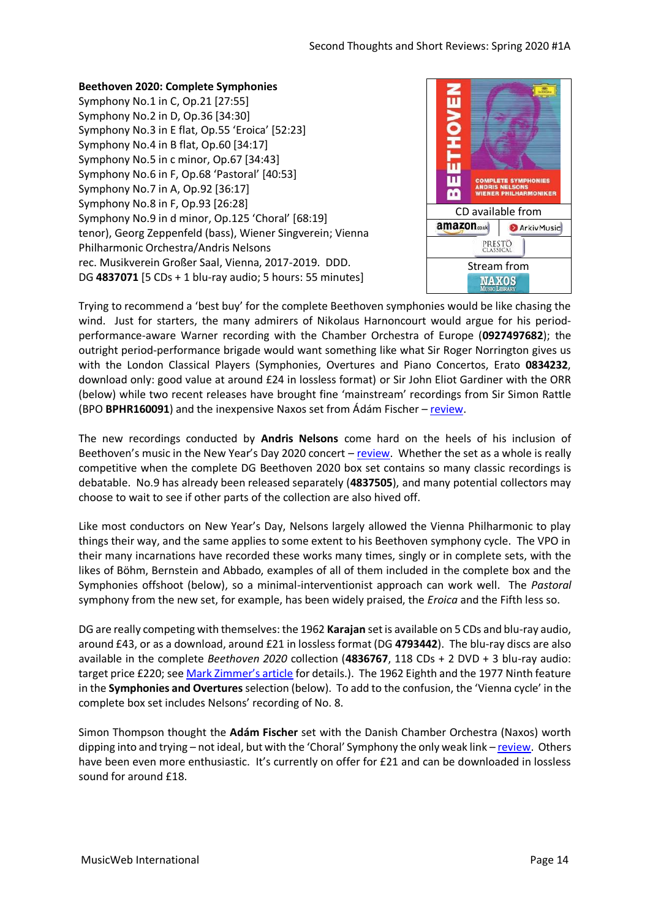**Beethoven 2020: Complete Symphonies**
Symphony No.1 in C, Op.21 [27:55]
Symphony No.2 in D, Op.36 [34:30]
Symphony No.3 in E flat, Op.55 'Eroica' [52:23]
Symphony No.4 in B flat, Op.60 [34:17]
Symphony No.5 in c minor, Op.67 [34:43]
Symphony No.6 in F, Op.68 'Pastoral' [40:53]
Symphony No.7 in A, Op.92 [36:17]
Symphony No.8 in F, Op.93 [26:28]
Symphony No.9 in d minor, Op.125 'Choral' [68:19]
tenor), Georg Zeppenfeld (bass), Wiener Singverein; Vienna Philharmonic Orchestra/Andris Nelsons
rec. Musikverein Großer Saal, Vienna, 2017-2019. DDD.
DG **4837071** [5 CDs + 1 blu-ray audio; 5 hours: 55 minutes]

CD available from
Stream from

Trying to recommend a 'best buy' for the complete Beethoven symphonies would be like chasing the wind. Just for starters, the many admirers of Nikolaus Harnoncourt would argue for his period-performance-aware Warner recording with the Chamber Orchestra of Europe (**0927497682**); the outright period-performance brigade would want something like what Sir Roger Norrington gives us with the London Classical Players (Symphonies, Overtures and Piano Concertos, Erato **0834232**, download only: good value at around £24 in lossless format) or Sir John Eliot Gardiner with the ORR (below) while two recent releases have brought fine 'mainstream' recordings from Sir Simon Rattle (BPO **BPHR160091**) and the inexpensive Naxos set from Ádám Fischer – review.

The new recordings conducted by **Andris Nelsons** come hard on the heels of his inclusion of Beethoven's music in the New Year's Day 2020 concert – review. Whether the set as a whole is really competitive when the complete DG Beethoven 2020 box set contains so many classic recordings is debatable. No.9 has already been released separately (**4837505**), and many potential collectors may choose to wait to see if other parts of the collection are also hived off.

Like most conductors on New Year's Day, Nelsons largely allowed the Vienna Philharmonic to play things their way, and the same applies to some extent to his Beethoven symphony cycle. The VPO in their many incarnations have recorded these works many times, singly or in complete sets, with the likes of Böhm, Bernstein and Abbado, examples of all of them included in the complete box and the Symphonies offshoot (below), so a minimal-interventionist approach can work well. The *Pastoral* symphony from the new set, for example, has been widely praised, the *Eroica* and the Fifth less so.

DG are really competing with themselves: the 1962 **Karajan** set is available on 5 CDs and blu-ray audio, around £43, or as a download, around £21 in lossless format (DG **4793442**). The blu-ray discs are also available in the complete *Beethoven 2020* collection (**4836767**, 118 CDs + 2 DVD + 3 blu-ray audio: target price £220; see Mark Zimmer's article for details.). The 1962 Eighth and the 1977 Ninth feature in the **Symphonies and Overtures** selection (below). To add to the confusion, the 'Vienna cycle' in the complete box set includes Nelsons' recording of No. 8.

Simon Thompson thought the **Adám Fischer** set with the Danish Chamber Orchestra (Naxos) worth dipping into and trying – not ideal, but with the 'Choral' Symphony the only weak link – review. Others have been even more enthusiastic. It's currently on offer for £21 and can be downloaded in lossless sound for around £18.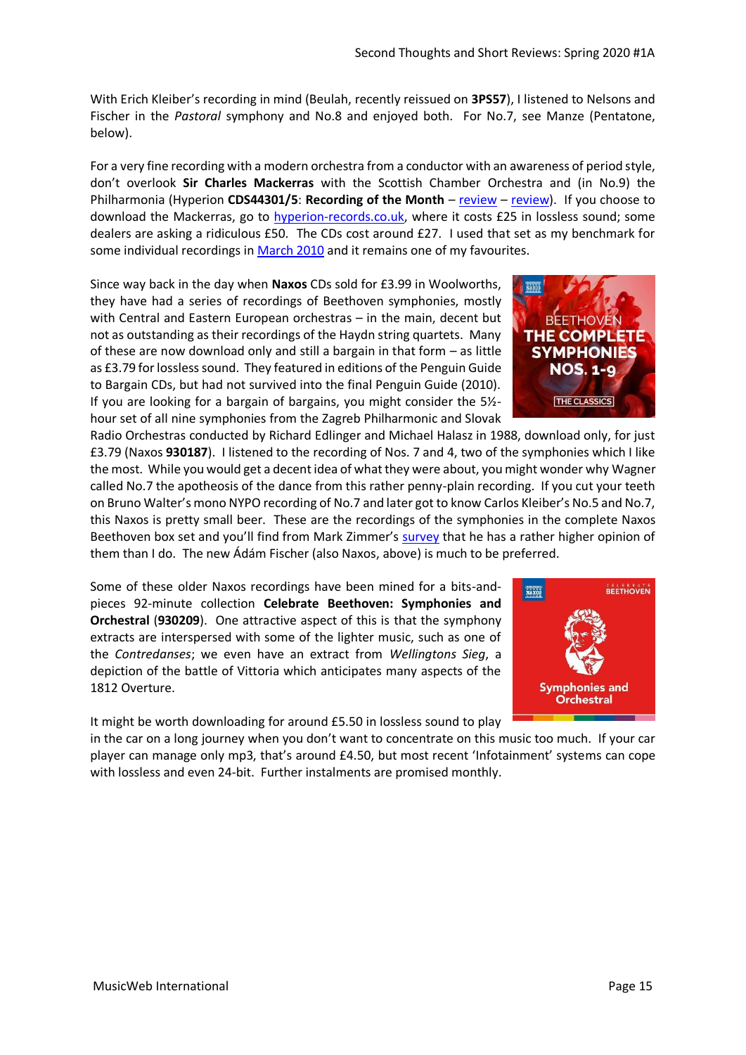With Erich Kleiber's recording in mind (Beulah, recently reissued on **3PS57**), I listened to Nelsons and Fischer in the *Pastoral* symphony and No.8 and enjoyed both. For No.7, see Manze (Pentatone, below).

For a very fine recording with a modern orchestra from a conductor with an awareness of period style, don't overlook **Sir Charles Mackerras** with the Scottish Chamber Orchestra and (in No.9) the Philharmonia (Hyperion **CDS44301/5**: **Recording of the Month** – review – review). If you choose to download the Mackerras, go to hyperion-records.co.uk, where it costs £25 in lossless sound; some dealers are asking a ridiculous £50. The CDs cost around £27. I used that set as my benchmark for some individual recordings in March 2010 and it remains one of my favourites.

Since way back in the day when **Naxos** CDs sold for £3.99 in Woolworths, they have had a series of recordings of Beethoven symphonies, mostly with Central and Eastern European orchestras – in the main, decent but not as outstanding as their recordings of the Haydn string quartets. Many of these are now download only and still a bargain in that form – as little as £3.79 for lossless sound. They featured in editions of the Penguin Guide to Bargain CDs, but had not survived into the final Penguin Guide (2010). If you are looking for a bargain of bargains, you might consider the 5½-hour set of all nine symphonies from the Zagreb Philharmonic and Slovak Radio Orchestras conducted by Richard Edlinger and Michael Halasz in 1988, download only, for just £3.79 (Naxos **930187**). I listened to the recording of Nos. 7 and 4, two of the symphonies which I like the most. While you would get a decent idea of what they were about, you might wonder why Wagner called No.7 the apotheosis of the dance from this rather penny-plain recording. If you cut your teeth on Bruno Walter's mono NYPO recording of No.7 and later got to know Carlos Kleiber's No.5 and No.7, this Naxos is pretty small beer. These are the recordings of the symphonies in the complete Naxos Beethoven box set and you'll find from Mark Zimmer's survey that he has a rather higher opinion of them than I do. The new Ádám Fischer (also Naxos, above) is much to be preferred.

Some of these older Naxos recordings have been mined for a bits-and-pieces 92-minute collection **Celebrate Beethoven: Symphonies and Orchestral** (**930209**). One attractive aspect of this is that the symphony extracts are interspersed with some of the lighter music, such as one of the *Contredanses*; we even have an extract from *Wellingtons Sieg*, a depiction of the battle of Vittoria which anticipates many aspects of the 1812 Overture.

It might be worth downloading for around £5.50 in lossless sound to play in the car on a long journey when you don't want to concentrate on this music too much. If your car player can manage only mp3, that's around £4.50, but most recent 'Infotainment' systems can cope with lossless and even 24-bit. Further instalments are promised monthly.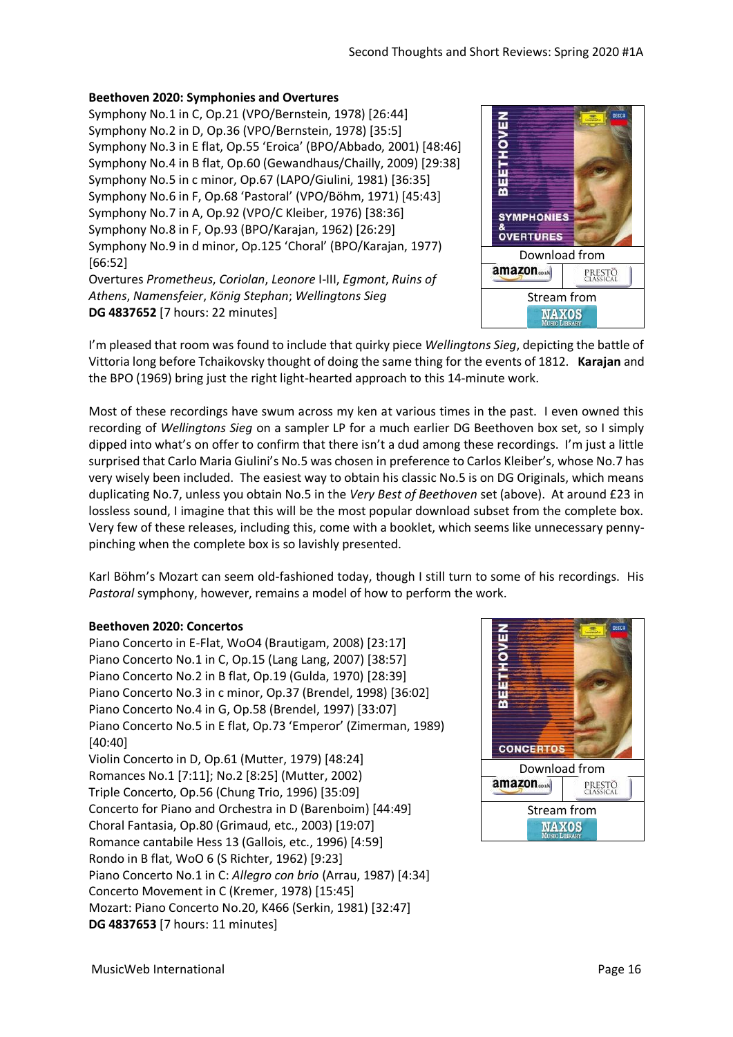**Beethoven 2020: Symphonies and Overtures**

Symphony No.1 in C, Op.21 (VPO/Bernstein, 1978) [26:44]
Symphony No.2 in D, Op.36 (VPO/Bernstein, 1978) [35:5]
Symphony No.3 in E flat, Op.55 'Eroica' (BPO/Abbado, 2001) [48:46]
Symphony No.4 in B flat, Op.60 (Gewandhaus/Chailly, 2009) [29:38]
Symphony No.5 in c minor, Op.67 (LAPO/Giulini, 1981) [36:35]
Symphony No.6 in F, Op.68 'Pastoral' (VPO/Böhm, 1971) [45:43]
Symphony No.7 in A, Op.92 (VPO/C Kleiber, 1976) [38:36]
Symphony No.8 in F, Op.93 (BPO/Karajan, 1962) [26:29]
Symphony No.9 in d minor, Op.125 'Choral' (BPO/Karajan, 1977) [66:52]
Overtures *Prometheus*, *Coriolan*, *Leonore* I-III, *Egmont*, *Ruins of Athens*, *Namensfeier*, *König Stephan*; *Wellingtons Sieg*
**DG 4837652** [7 hours: 22 minutes]

Download from
amazon.co.uk PRESTO CLASSICAL
Stream from
NAXOS MUSIC LIBRARY

I'm pleased that room was found to include that quirky piece *Wellingtons Sieg*, depicting the battle of Vittoria long before Tchaikovsky thought of doing the same thing for the events of 1812. **Karajan** and the BPO (1969) bring just the right light-hearted approach to this 14-minute work.

Most of these recordings have swum across my ken at various times in the past. I even owned this recording of *Wellingtons Sieg* on a sampler LP for a much earlier DG Beethoven box set, so I simply dipped into what's on offer to confirm that there isn't a dud among these recordings. I'm just a little surprised that Carlo Maria Giulini's No.5 was chosen in preference to Carlos Kleiber's, whose No.7 has very wisely been included. The easiest way to obtain his classic No.5 is on DG Originals, which means duplicating No.7, unless you obtain No.5 in the *Very Best of Beethoven* set (above). At around £23 in lossless sound, I imagine that this will be the most popular download subset from the complete box. Very few of these releases, including this, come with a booklet, which seems like unnecessary penny-pinching when the complete box is so lavishly presented.

Karl Böhm's Mozart can seem old-fashioned today, though I still turn to some of his recordings. His *Pastoral* symphony, however, remains a model of how to perform the work.

**Beethoven 2020: Concertos**

Piano Concerto in E-Flat, WoO4 (Brautigam, 2008) [23:17]
Piano Concerto No.1 in C, Op.15 (Lang Lang, 2007) [38:57]
Piano Concerto No.2 in B flat, Op.19 (Gulda, 1970) [28:39]
Piano Concerto No.3 in c minor, Op.37 (Brendel, 1998) [36:02]
Piano Concerto No.4 in G, Op.58 (Brendel, 1997) [33:07]
Piano Concerto No.5 in E flat, Op.73 'Emperor' (Zimerman, 1989) [40:40]
Violin Concerto in D, Op.61 (Mutter, 1979) [48:24]
Romances No.1 [7:11]; No.2 [8:25] (Mutter, 2002)
Triple Concerto, Op.56 (Chung Trio, 1996) [35:09]
Concerto for Piano and Orchestra in D (Barenboim) [44:49]
Choral Fantasia, Op.80 (Grimaud, etc., 2003) [19:07]
Romance cantabile Hess 13 (Gallois, etc., 1996) [4:59]
Rondo in B flat, WoO 6 (S Richter, 1962) [9:23]
Piano Concerto No.1 in C: *Allegro con brio* (Arrau, 1987) [4:34]
Concerto Movement in C (Kremer, 1978) [15:45]
Mozart: Piano Concerto No.20, K466 (Serkin, 1981) [32:47]
**DG 4837653** [7 hours: 11 minutes]

Download from
amazon.co.uk PRESTO CLASSICAL
Stream from
NAXOS MUSIC LIBRARY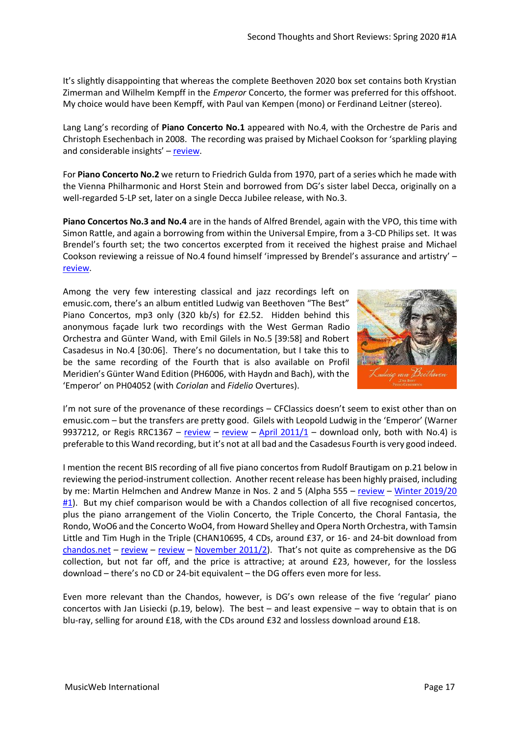It's slightly disappointing that whereas the complete Beethoven 2020 box set contains both Krystian Zimerman and Wilhelm Kempff in the *Emperor* Concerto, the former was preferred for this offshoot. My choice would have been Kempff, with Paul van Kempen (mono) or Ferdinand Leitner (stereo).

Lang Lang's recording of **Piano Concerto No.1** appeared with No.4, with the Orchestre de Paris and Christoph Esechenbach in 2008. The recording was praised by Michael Cookson for 'sparkling playing and considerable insights' – review.

For **Piano Concerto No.2** we return to Friedrich Gulda from 1970, part of a series which he made with the Vienna Philharmonic and Horst Stein and borrowed from DG's sister label Decca, originally on a well-regarded 5-LP set, later on a single Decca Jubilee release, with No.3.

**Piano Concertos No.3 and No.4** are in the hands of Alfred Brendel, again with the VPO, this time with Simon Rattle, and again a borrowing from within the Universal Empire, from a 3-CD Philips set. It was Brendel's fourth set; the two concertos excerpted from it received the highest praise and Michael Cookson reviewing a reissue of No.4 found himself 'impressed by Brendel's assurance and artistry' – review.

Among the very few interesting classical and jazz recordings left on emusic.com, there's an album entitled Ludwig van Beethoven "The Best" Piano Concertos, mp3 only (320 kb/s) for £2.52. Hidden behind this anonymous façade lurk two recordings with the West German Radio Orchestra and Günter Wand, with Emil Gilels in No.5 [39:58] and Robert Casadesus in No.4 [30:06]. There's no documentation, but I take this to be the same recording of the Fourth that is also available on Profil Meridien's Günter Wand Edition (PH6006, with Haydn and Bach), with the 'Emperor' on PH04052 (with *Coriolan* and *Fidelio* Overtures).

I'm not sure of the provenance of these recordings – CFClassics doesn't seem to exist other than on emusic.com – but the transfers are pretty good. Gilels with Leopold Ludwig in the 'Emperor' (Warner 9937212, or Regis RRC1367 – review – review – April 2011/1 – download only, both with No.4) is preferable to this Wand recording, but it's not at all bad and the Casadesus Fourth is very good indeed.

I mention the recent BIS recording of all five piano concertos from Rudolf Brautigam on p.21 below in reviewing the period-instrument collection. Another recent release has been highly praised, including by me: Martin Helmchen and Andrew Manze in Nos. 2 and 5 (Alpha 555 – review – Winter 2019/20 #1). But my chief comparison would be with a Chandos collection of all five recognised concertos, plus the piano arrangement of the Violin Concerto, the Triple Concerto, the Choral Fantasia, the Rondo, WoO6 and the Concerto WoO4, from Howard Shelley and Opera North Orchestra, with Tamsin Little and Tim Hugh in the Triple (CHAN10695, 4 CDs, around £37, or 16- and 24-bit download from chandos.net – review – review – November 2011/2). That's not quite as comprehensive as the DG collection, but not far off, and the price is attractive; at around £23, however, for the lossless download – there's no CD or 24-bit equivalent – the DG offers even more for less.

Even more relevant than the Chandos, however, is DG's own release of the five 'regular' piano concertos with Jan Lisiecki (p.19, below). The best – and least expensive – way to obtain that is on blu-ray, selling for around £18, with the CDs around £32 and lossless download around £18.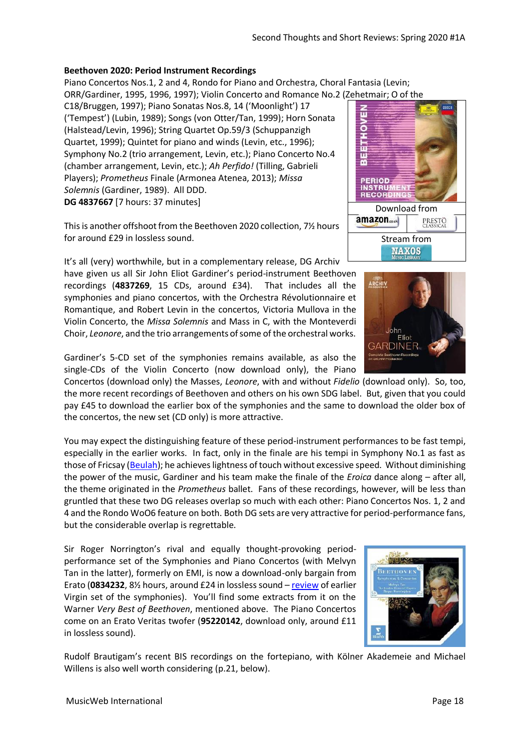**Beethoven 2020: Period Instrument Recordings**

Piano Concertos Nos.1, 2 and 4, Rondo for Piano and Orchestra, Choral Fantasia (Levin; ORR/Gardiner, 1995, 1996, 1997); Violin Concerto and Romance No.2 (Zehetmair; O of the C18/Bruggen, 1997); Piano Sonatas Nos.8, 14 ('Moonlight') 17 ('Tempest') (Lubin, 1989); Songs (von Otter/Tan, 1999); Horn Sonata (Halstead/Levin, 1996); String Quartet Op.59/3 (Schuppanzigh Quartet, 1999); Quintet for piano and winds (Levin, etc., 1996); Symphony No.2 (trio arrangement, Levin, etc.); Piano Concerto No.4 (chamber arrangement, Levin, etc.); *Ah Perfido!* (Tilling, Gabrieli Players); *Prometheus* Finale (Armonea Atenea, 2013); *Missa Solemnis* (Gardiner, 1989). All DDD.
**DG 4837667** [7 hours: 37 minutes]

Download from
Stream from

This is another offshoot from the Beethoven 2020 collection, 7½ hours for around £29 in lossless sound.

It's all (very) worthwhile, but in a complementary release, DG Archiv have given us all Sir John Eliot Gardiner's period-instrument Beethoven recordings (**4837269**, 15 CDs, around £34). That includes all the symphonies and piano concertos, with the Orchestra Révolutionnaire et Romantique, and Robert Levin in the concertos, Victoria Mullova in the Violin Concerto, the *Missa Solemnis* and Mass in C, with the Monteverdi Choir, *Leonore*, and the trio arrangements of some of the orchestral works.

Gardiner's 5-CD set of the symphonies remains available, as also the single-CDs of the Violin Concerto (now download only), the Piano Concertos (download only) the Masses, *Leonore*, with and without *Fidelio* (download only). So, too, the more recent recordings of Beethoven and others on his own SDG label. But, given that you could pay £45 to download the earlier box of the symphonies and the same to download the older box of the concertos, the new set (CD only) is more attractive.

You may expect the distinguishing feature of these period-instrument performances to be fast tempi, especially in the earlier works. In fact, only in the finale are his tempi in Symphony No.1 as fast as those of Fricsay (Beulah); he achieves lightness of touch without excessive speed. Without diminishing the power of the music, Gardiner and his team make the finale of the *Eroica* dance along – after all, the theme originated in the *Prometheus* ballet. Fans of these recordings, however, will be less than gruntled that these two DG releases overlap so much with each other: Piano Concertos Nos. 1, 2 and 4 and the Rondo WoO6 feature on both. Both DG sets are very attractive for period-performance fans, but the considerable overlap is regrettable.

Sir Roger Norrington's rival and equally thought-provoking period-performance set of the Symphonies and Piano Concertos (with Melvyn Tan in the latter), formerly on EMI, is now a download-only bargain from Erato (**0834232**, 8½ hours, around £24 in lossless sound – review of earlier Virgin set of the symphonies). You'll find some extracts from it on the Warner *Very Best of Beethoven*, mentioned above. The Piano Concertos come on an Erato Veritas twofer (**95220142**, download only, around £11 in lossless sound).

Rudolf Brautigam's recent BIS recordings on the fortepiano, with Kölner Akademeie and Michael Willens is also well worth considering (p.21, below).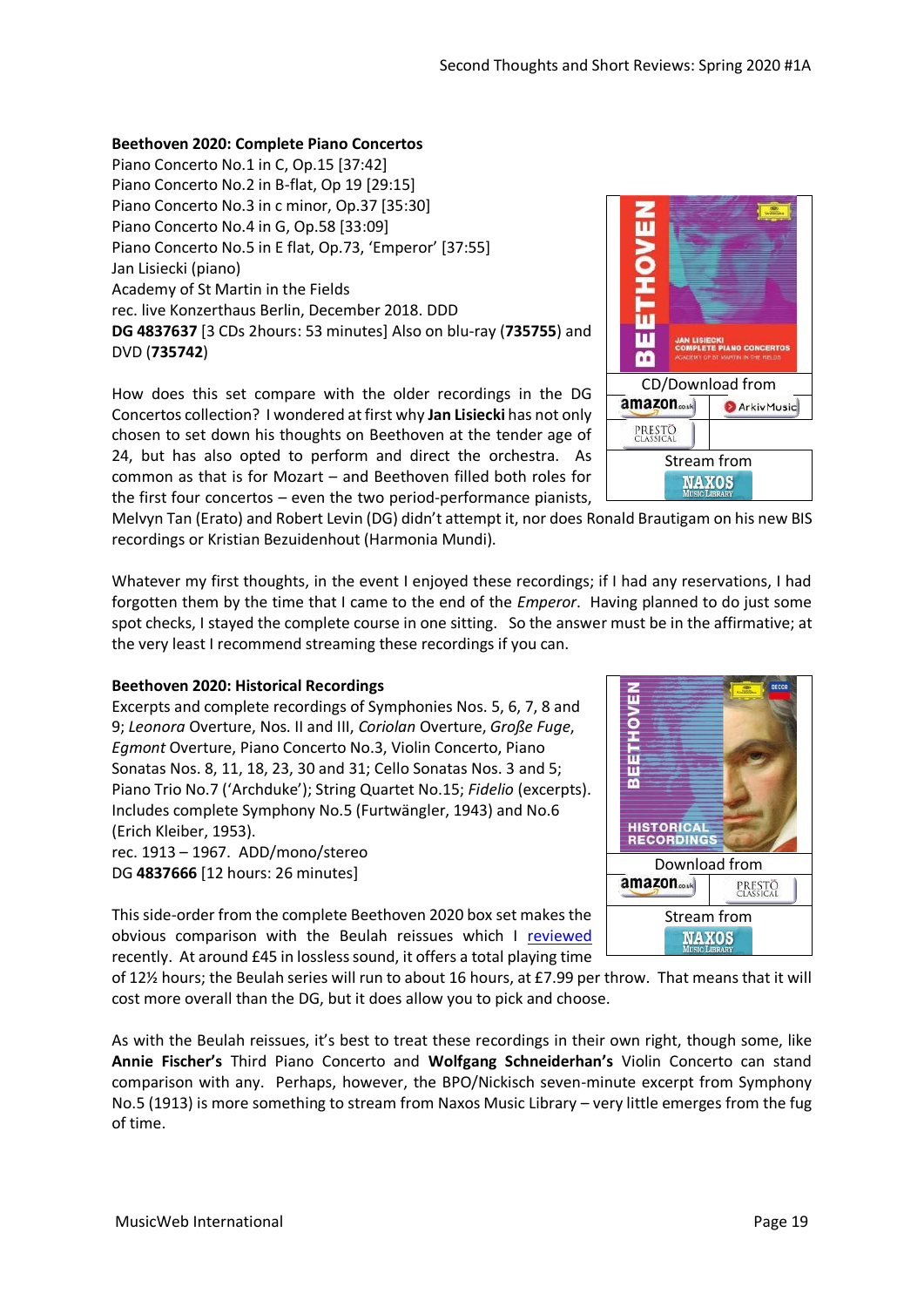**Beethoven 2020: Complete Piano Concertos**
Piano Concerto No.1 in C, Op.15 [37:42]
Piano Concerto No.2 in B-flat, Op 19 [29:15]
Piano Concerto No.3 in c minor, Op.37 [35:30]
Piano Concerto No.4 in G, Op.58 [33:09]
Piano Concerto No.5 in E flat, Op.73, 'Emperor' [37:55]
Jan Lisiecki (piano)
Academy of St Martin in the Fields
rec. live Konzerthaus Berlin, December 2018. DDD
**DG 4837637** [3 CDs 2hours: 53 minutes] Also on blu-ray (**735755**) and DVD (**735742**)

CD/Download from
amazon.co.uk | ArkivMusic
Presto Classical

Stream from
Naxos Music Library

How does this set compare with the older recordings in the DG Concertos collection? I wondered at first why **Jan Lisiecki** has not only chosen to set down his thoughts on Beethoven at the tender age of 24, but has also opted to perform and direct the orchestra. As common as that is for Mozart – and Beethoven filled both roles for the first four concertos – even the two period-performance pianists, Melvyn Tan (Erato) and Robert Levin (DG) didn't attempt it, nor does Ronald Brautigam on his new BIS recordings or Kristian Bezuidenhout (Harmonia Mundi).

Whatever my first thoughts, in the event I enjoyed these recordings; if I had any reservations, I had forgotten them by the time that I came to the end of the *Emperor*. Having planned to do just some spot checks, I stayed the complete course in one sitting. So the answer must be in the affirmative; at the very least I recommend streaming these recordings if you can.

**Beethoven 2020: Historical Recordings**
Excerpts and complete recordings of Symphonies Nos. 5, 6, 7, 8 and 9; *Leonora* Overture, Nos. II and III, *Coriolan* Overture, *Große Fuge*, *Egmont* Overture, Piano Concerto No.3, Violin Concerto, Piano Sonatas Nos. 8, 11, 18, 23, 30 and 31; Cello Sonatas Nos. 3 and 5; Piano Trio No.7 ('Archduke'); String Quartet No.15; *Fidelio* (excerpts). Includes complete Symphony No.5 (Furtwängler, 1943) and No.6 (Erich Kleiber, 1953).
rec. 1913 – 1967. ADD/mono/stereo
DG **4837666** [12 hours: 26 minutes]

Download from
amazon.co.uk | Presto Classical

Stream from
Naxos Music Library

This side-order from the complete Beethoven 2020 box set makes the obvious comparison with the Beulah reissues which I reviewed recently. At around £45 in lossless sound, it offers a total playing time of 12½ hours; the Beulah series will run to about 16 hours, at £7.99 per throw. That means that it will cost more overall than the DG, but it does allow you to pick and choose.

As with the Beulah reissues, it's best to treat these recordings in their own right, though some, like **Annie Fischer's** Third Piano Concerto and **Wolfgang Schneiderhan's** Violin Concerto can stand comparison with any. Perhaps, however, the BPO/Nickisch seven-minute excerpt from Symphony No.5 (1913) is more something to stream from Naxos Music Library – very little emerges from the fug of time.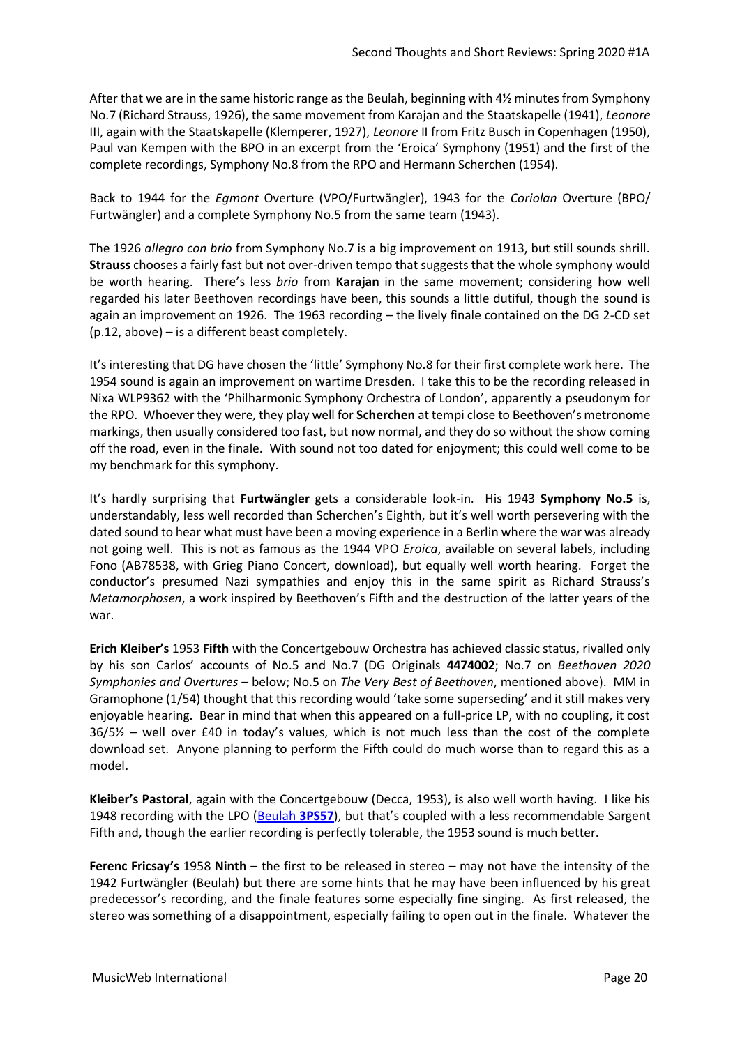After that we are in the same historic range as the Beulah, beginning with 4½ minutes from Symphony No.7 (Richard Strauss, 1926), the same movement from Karajan and the Staatskapelle (1941), *Leonore* III, again with the Staatskapelle (Klemperer, 1927), *Leonore* II from Fritz Busch in Copenhagen (1950), Paul van Kempen with the BPO in an excerpt from the 'Eroica' Symphony (1951) and the first of the complete recordings, Symphony No.8 from the RPO and Hermann Scherchen (1954).

Back to 1944 for the *Egmont* Overture (VPO/Furtwängler), 1943 for the *Coriolan* Overture (BPO/ Furtwängler) and a complete Symphony No.5 from the same team (1943).

The 1926 *allegro con brio* from Symphony No.7 is a big improvement on 1913, but still sounds shrill. **Strauss** chooses a fairly fast but not over-driven tempo that suggests that the whole symphony would be worth hearing. There's less *brio* from **Karajan** in the same movement; considering how well regarded his later Beethoven recordings have been, this sounds a little dutiful, though the sound is again an improvement on 1926. The 1963 recording – the lively finale contained on the DG 2-CD set (p.12, above) – is a different beast completely.

It's interesting that DG have chosen the 'little' Symphony No.8 for their first complete work here. The 1954 sound is again an improvement on wartime Dresden. I take this to be the recording released in Nixa WLP9362 with the 'Philharmonic Symphony Orchestra of London', apparently a pseudonym for the RPO. Whoever they were, they play well for **Scherchen** at tempi close to Beethoven's metronome markings, then usually considered too fast, but now normal, and they do so without the show coming off the road, even in the finale. With sound not too dated for enjoyment; this could well come to be my benchmark for this symphony.

It's hardly surprising that **Furtwängler** gets a considerable look-in. His 1943 **Symphony No.5** is, understandably, less well recorded than Scherchen's Eighth, but it's well worth persevering with the dated sound to hear what must have been a moving experience in a Berlin where the war was already not going well. This is not as famous as the 1944 VPO *Eroica*, available on several labels, including Fono (AB78538, with Grieg Piano Concert, download), but equally well worth hearing. Forget the conductor's presumed Nazi sympathies and enjoy this in the same spirit as Richard Strauss's *Metamorphosen*, a work inspired by Beethoven's Fifth and the destruction of the latter years of the war.

**Erich Kleiber's** 1953 **Fifth** with the Concertgebouw Orchestra has achieved classic status, rivalled only by his son Carlos' accounts of No.5 and No.7 (DG Originals **4474002**; No.7 on *Beethoven 2020 Symphonies and Overtures* – below; No.5 on *The Very Best of Beethoven*, mentioned above). MM in Gramophone (1/54) thought that this recording would 'take some superseding' and it still makes very enjoyable hearing. Bear in mind that when this appeared on a full-price LP, with no coupling, it cost 36/5½ – well over £40 in today's values, which is not much less than the cost of the complete download set. Anyone planning to perform the Fifth could do much worse than to regard this as a model.

**Kleiber's Pastoral**, again with the Concertgebouw (Decca, 1953), is also well worth having. I like his 1948 recording with the LPO (Beulah **3PS57**), but that's coupled with a less recommendable Sargent Fifth and, though the earlier recording is perfectly tolerable, the 1953 sound is much better.

**Ferenc Fricsay's** 1958 **Ninth** – the first to be released in stereo – may not have the intensity of the 1942 Furtwängler (Beulah) but there are some hints that he may have been influenced by his great predecessor's recording, and the finale features some especially fine singing. As first released, the stereo was something of a disappointment, especially failing to open out in the finale. Whatever the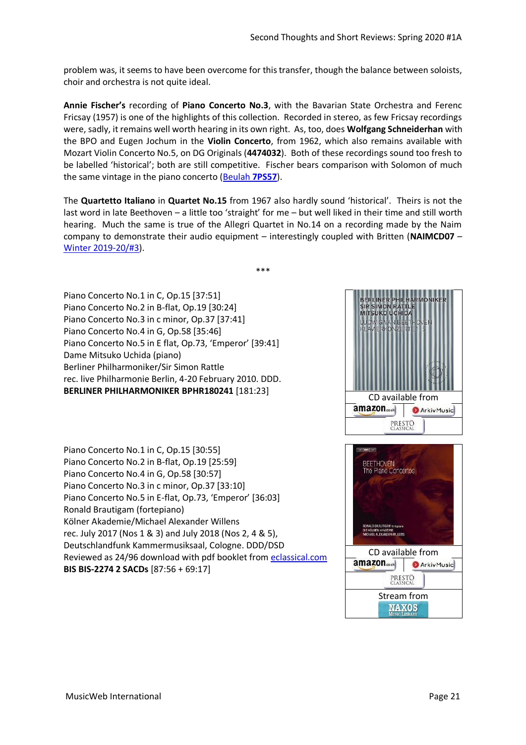problem was, it seems to have been overcome for this transfer, though the balance between soloists, choir and orchestra is not quite ideal.

**Annie Fischer's** recording of **Piano Concerto No.3**, with the Bavarian State Orchestra and Ferenc Fricsay (1957) is one of the highlights of this collection. Recorded in stereo, as few Fricsay recordings were, sadly, it remains well worth hearing in its own right. As, too, does **Wolfgang Schneiderhan** with the BPO and Eugen Jochum in the **Violin Concerto**, from 1962, which also remains available with Mozart Violin Concerto No.5, on DG Originals (**4474032**). Both of these recordings sound too fresh to be labelled 'historical'; both are still competitive. Fischer bears comparison with Solomon of much the same vintage in the piano concerto (Beulah **7PS57**).

The **Quartetto Italiano** in **Quartet No.15** from 1967 also hardly sound 'historical'. Theirs is not the last word in late Beethoven – a little too 'straight' for me – but well liked in their time and still worth hearing. Much the same is true of the Allegri Quartet in No.14 on a recording made by the Naim company to demonstrate their audio equipment – interestingly coupled with Britten (**NAIMCD07** – Winter 2019-20/#3).

\*\*\*

Piano Concerto No.1 in C, Op.15 [37:51]
Piano Concerto No.2 in B-flat, Op.19 [30:24]
Piano Concerto No.3 in c minor, Op.37 [37:41]
Piano Concerto No.4 in G, Op.58 [35:46]
Piano Concerto No.5 in E flat, Op.73, 'Emperor' [39:41]
Dame Mitsuko Uchida (piano)
Berliner Philharmoniker/Sir Simon Rattle
rec. live Philharmonie Berlin, 4-20 February 2010. DDD.
**BERLINER PHILHARMONIKER BPHR180241** [181:23]

CD available from amazon.co.uk | ArkivMusic | Presto Classical

Piano Concerto No.1 in C, Op.15 [30:55]
Piano Concerto No.2 in B-flat, Op.19 [25:59]
Piano Concerto No.4 in G, Op.58 [30:57]
Piano Concerto No.3 in c minor, Op.37 [33:10]
Piano Concerto No.5 in E-flat, Op.73, 'Emperor' [36:03]
Ronald Brautigam (fortepiano)
Kölner Akademie/Michael Alexander Willens
rec. July 2017 (Nos 1 & 3) and July 2018 (Nos 2, 4 & 5), Deutschlandfunk Kammermusiksaal, Cologne. DDD/DSD
Reviewed as 24/96 download with pdf booklet from eclassical.com
**BIS BIS-2274 2 SACDs** [87:56 + 69:17]

CD available from amazon.co.uk | ArkivMusic | Presto Classical
Stream from Naxos Music Library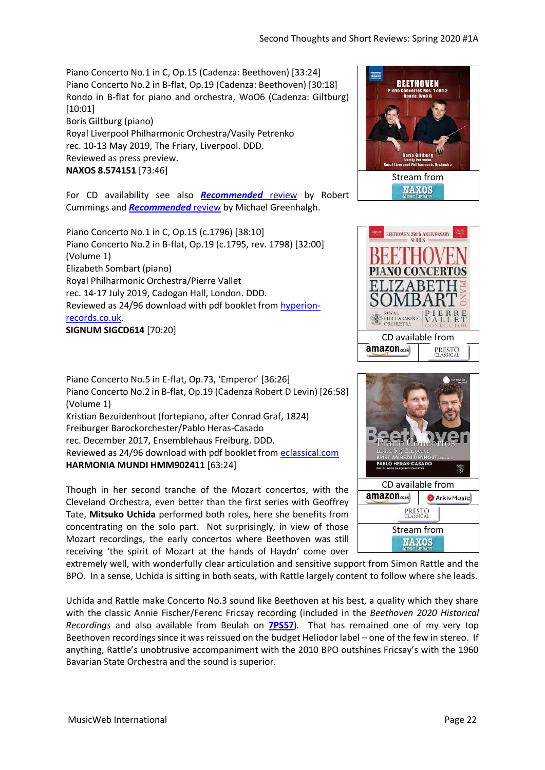Piano Concerto No.1 in C, Op.15 (Cadenza: Beethoven) [33:24]
Piano Concerto No.2 in B-flat, Op.19 (Cadenza: Beethoven) [30:18]
Rondo in B-flat for piano and orchestra, WoO6 (Cadenza: Giltburg) [10:01]
Boris Giltburg (piano)
Royal Liverpool Philharmonic Orchestra/Vasily Petrenko
rec. 10-13 May 2019, The Friary, Liverpool. DDD.
Reviewed as press preview.
**NAXOS 8.574151** [73:46]

Stream from NAXOS Music Library

For CD availability see also ***Recommended*** review by Robert Cummings and ***Recommended*** review by Michael Greenhalgh.

Piano Concerto No.1 in C, Op.15 (c.1796) [38:10]
Piano Concerto No.2 in B-flat, Op.19 (c.1795, rev. 1798) [32:00]
(Volume 1)
Elizabeth Sombart (piano)
Royal Philharmonic Orchestra/Pierre Vallet
rec. 14-17 July 2019, Cadogan Hall, London. DDD.
Reviewed as 24/96 download with pdf booklet from hyperion-records.co.uk.
**SIGNUM SIGCD614** [70:20]

CD available from amazon.co.uk, Presto Classical

Piano Concerto No.5 in E-flat, Op.73, 'Emperor' [36:26]
Piano Concerto No.2 in B-flat, Op.19 (Cadenza Robert D Levin) [26:58]
(Volume 1)
Kristian Bezuidenhout (fortepiano, after Conrad Graf, 1824)
Freiburger Barockorchester/Pablo Heras-Casado
rec. December 2017, Ensemblehaus Freiburg. DDD.
Reviewed as 24/96 download with pdf booklet from eclassical.com
**HARMONIA MUNDI HMM902411** [63:24]

CD available from amazon.co.uk, ArkivMusic, Presto Classical
Stream from NAXOS Music Library

Though in her second tranche of the Mozart concertos, with the Cleveland Orchestra, even better than the first series with Geoffrey Tate, **Mitsuko Uchida** performed both roles, here she benefits from concentrating on the solo part. Not surprisingly, in view of those Mozart recordings, the early concertos where Beethoven was still receiving 'the spirit of Mozart at the hands of Haydn' come over extremely well, with wonderfully clear articulation and sensitive support from Simon Rattle and the BPO. In a sense, Uchida is sitting in both seats, with Rattle largely content to follow where she leads.

Uchida and Rattle make Concerto No.3 sound like Beethoven at his best, a quality which they share with the classic Annie Fischer/Ferenc Fricsay recording (included in the *Beethoven 2020 Historical Recordings* and also available from Beulah on **7PS57**). That has remained one of my very top Beethoven recordings since it was reissued on the budget Heliodor label – one of the few in stereo. If anything, Rattle's unobtrusive accompaniment with the 2010 BPO outshines Fricsay's with the 1960 Bavarian State Orchestra and the sound is superior.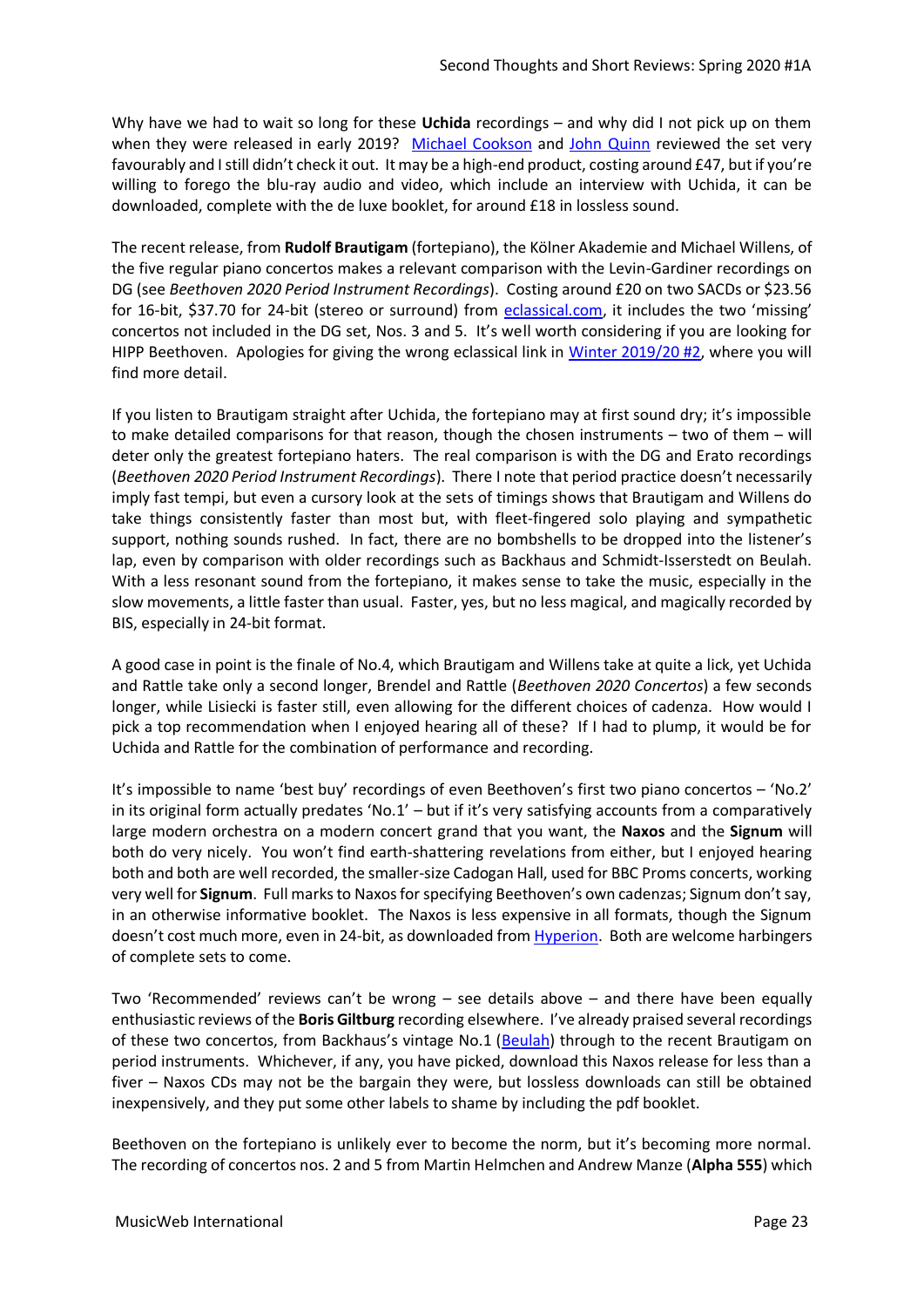Why have we had to wait so long for these **Uchida** recordings – and why did I not pick up on them when they were released in early 2019? [Michael Cookson](#) and [John Quinn](#) reviewed the set very favourably and I still didn't check it out. It may be a high-end product, costing around £47, but if you're willing to forego the blu-ray audio and video, which include an interview with Uchida, it can be downloaded, complete with the de luxe booklet, for around £18 in lossless sound.

The recent release, from **Rudolf Brautigam** (fortepiano), the Kölner Akademie and Michael Willens, of the five regular piano concertos makes a relevant comparison with the Levin-Gardiner recordings on DG (see *Beethoven 2020 Period Instrument Recordings*). Costing around £20 on two SACDs or $23.56 for 16-bit, $37.70 for 24-bit (stereo or surround) from [eclassical.com](#), it includes the two 'missing' concertos not included in the DG set, Nos. 3 and 5. It's well worth considering if you are looking for HIPP Beethoven. Apologies for giving the wrong eclassical link in [Winter 2019/20 #2](#), where you will find more detail.

If you listen to Brautigam straight after Uchida, the fortepiano may at first sound dry; it's impossible to make detailed comparisons for that reason, though the chosen instruments – two of them – will deter only the greatest fortepiano haters. The real comparison is with the DG and Erato recordings (*Beethoven 2020 Period Instrument Recordings*). There I note that period practice doesn't necessarily imply fast tempi, but even a cursory look at the sets of timings shows that Brautigam and Willens do take things consistently faster than most but, with fleet-fingered solo playing and sympathetic support, nothing sounds rushed. In fact, there are no bombshells to be dropped into the listener's lap, even by comparison with older recordings such as Backhaus and Schmidt-Isserstedt on Beulah. With a less resonant sound from the fortepiano, it makes sense to take the music, especially in the slow movements, a little faster than usual. Faster, yes, but no less magical, and magically recorded by BIS, especially in 24-bit format.

A good case in point is the finale of No.4, which Brautigam and Willens take at quite a lick, yet Uchida and Rattle take only a second longer, Brendel and Rattle (*Beethoven 2020 Concertos*) a few seconds longer, while Lisiecki is faster still, even allowing for the different choices of cadenza. How would I pick a top recommendation when I enjoyed hearing all of these? If I had to plump, it would be for Uchida and Rattle for the combination of performance and recording.

It's impossible to name 'best buy' recordings of even Beethoven's first two piano concertos – 'No.2' in its original form actually predates 'No.1' – but if it's very satisfying accounts from a comparatively large modern orchestra on a modern concert grand that you want, the **Naxos** and the **Signum** will both do very nicely. You won't find earth-shattering revelations from either, but I enjoyed hearing both and both are well recorded, the smaller-size Cadogan Hall, used for BBC Proms concerts, working very well for **Signum**. Full marks to Naxos for specifying Beethoven's own cadenzas; Signum don't say, in an otherwise informative booklet. The Naxos is less expensive in all formats, though the Signum doesn't cost much more, even in 24-bit, as downloaded from [Hyperion](#). Both are welcome harbingers of complete sets to come.

Two 'Recommended' reviews can't be wrong – see details above – and there have been equally enthusiastic reviews of the **Boris Giltburg** recording elsewhere. I've already praised several recordings of these two concertos, from Backhaus's vintage No.1 ([Beulah](#)) through to the recent Brautigam on period instruments. Whichever, if any, you have picked, download this Naxos release for less than a fiver – Naxos CDs may not be the bargain they were, but lossless downloads can still be obtained inexpensively, and they put some other labels to shame by including the pdf booklet.

Beethoven on the fortepiano is unlikely ever to become the norm, but it's becoming more normal. The recording of concertos nos. 2 and 5 from Martin Helmchen and Andrew Manze (**Alpha 555**) which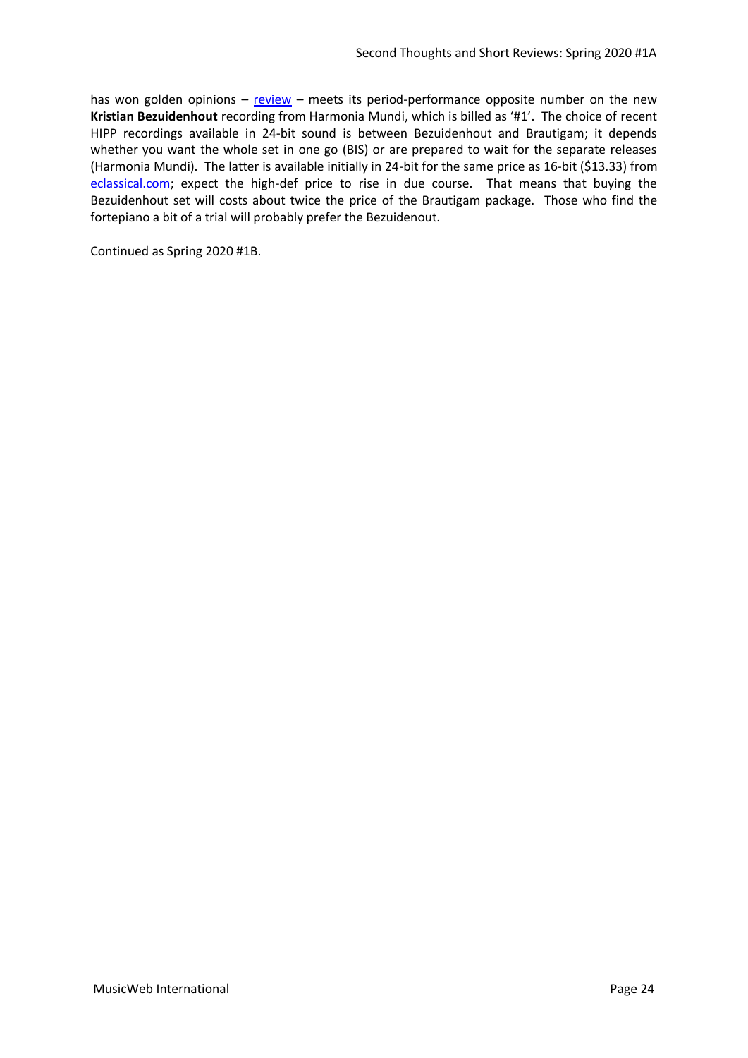has won golden opinions – review – meets its period-performance opposite number on the new **Kristian Bezuidenhout** recording from Harmonia Mundi, which is billed as '#1'. The choice of recent HIPP recordings available in 24-bit sound is between Bezuidenhout and Brautigam; it depends whether you want the whole set in one go (BIS) or are prepared to wait for the separate releases (Harmonia Mundi). The latter is available initially in 24-bit for the same price as 16-bit ($13.33) from eclassical.com; expect the high-def price to rise in due course. That means that buying the Bezuidenhout set will costs about twice the price of the Brautigam package. Those who find the fortepiano a bit of a trial will probably prefer the Bezuidenout.

Continued as Spring 2020 #1B.